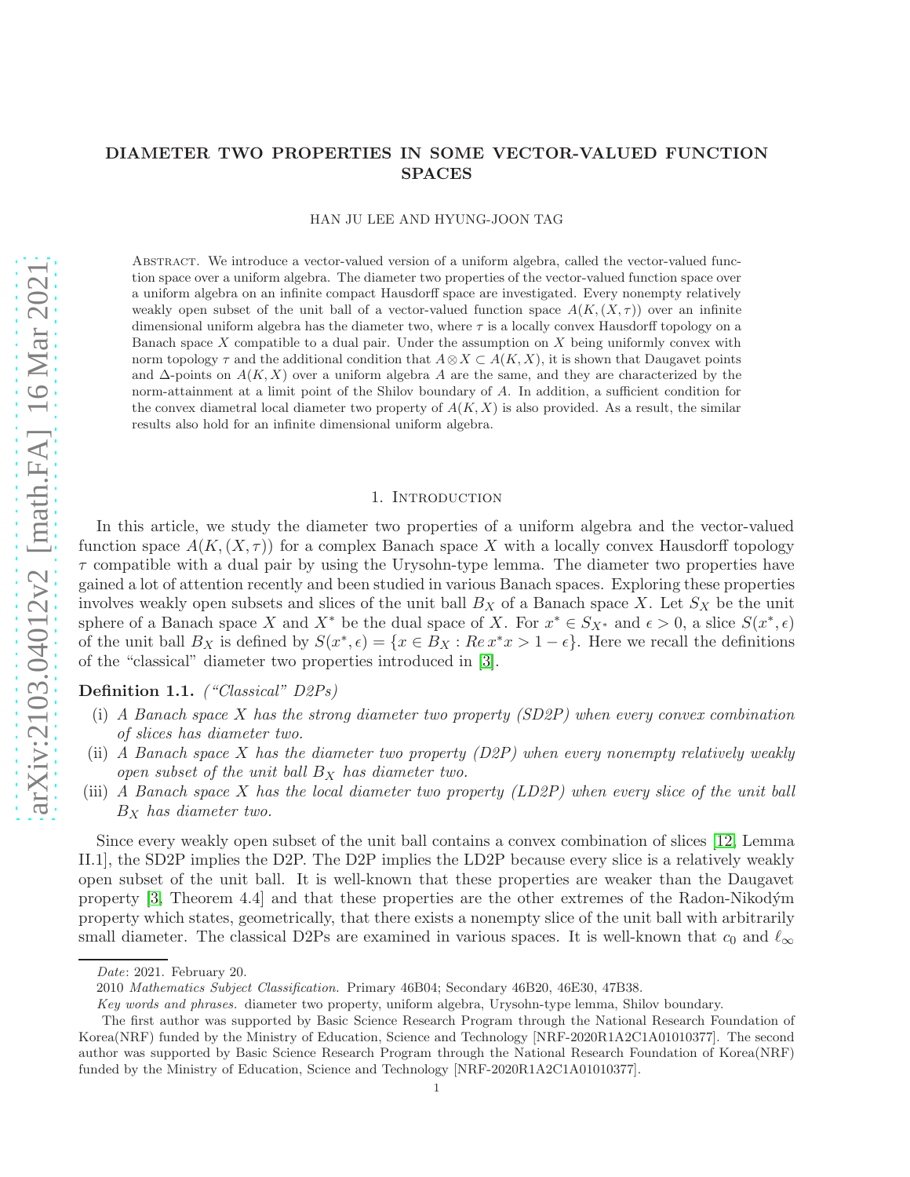# DIAMETER TWO PROPERTIES IN SOME VECTOR-VALUED FUNCTION SPACES

HAN JU LEE AND HYUNG-JOON TAG

Abstract. We introduce a vector-valued version of a uniform algebra, called the vector-valued function space over a uniform algebra. The diameter two properties of the vector-valued function space over a uniform algebra on an infinite compact Hausdorff space are investigated. Every nonempty relatively weakly open subset of the unit ball of a vector-valued function space $A(K,(X,\tau))$ over an infinite dimensional uniform algebra has the diameter two, where $\tau$ is a locally convex Hausdorff topology on a Banach space $X$ compatible to a dual pair. Under the assumption on $X$ being uniformly convex with norm topology $\tau$ and the additional condition that $A\otimes X\subset A(K,X)$, it is shown that Daugavet points and $\Delta$-points on $A(K,X)$ over a uniform algebra $A$ are the same, and they are characterized by the norm-attainment at a limit point of the Shilov boundary of $A$. In addition, a sufficient condition for the convex diametral local diameter two property of $A(K,X)$ is also provided. As a result, the similar results also hold for an infinite dimensional uniform algebra.

## 1. Introduction

In this article, we study the diameter two properties of a uniform algebra and the vector-valued function space $A(K,(X,\tau))$ for a complex Banach space $X$ with a locally convex Hausdorff topology $\tau$ compatible with a dual pair by using the Urysohn-type lemma. The diameter two properties have gained a lot of attention recently and been studied in various Banach spaces. Exploring these properties involves weakly open subsets and slices of the unit ball $B_X$ of a Banach space $X$. Let $S_X$ be the unit sphere of a Banach space $X$ and $X^*$ be the dual space of $X$. For $x^*\in S_{X^*}$ and $\epsilon>0$, a slice $S(x^*,\epsilon)$ of the unit ball $B_X$ is defined by $S(x^*,\epsilon)=\{x\in B_X : Re\, x^*x>1-\epsilon\}$. Here we recall the definitions of the "classical" diameter two properties introduced in [3].

**Definition 1.1.** *("Classical" D2Ps)*

(i) *A Banach space $X$ has the strong diameter two property (SD2P) when every convex combination of slices has diameter two.*

(ii) *A Banach space $X$ has the diameter two property (D2P) when every nonempty relatively weakly open subset of the unit ball $B_X$ has diameter two.*

(iii) *A Banach space $X$ has the local diameter two property (LD2P) when every slice of the unit ball $B_X$ has diameter two.*

Since every weakly open subset of the unit ball contains a convex combination of slices [12, Lemma II.1], the SD2P implies the D2P. The D2P implies the LD2P because every slice is a relatively weakly open subset of the unit ball. It is well-known that these properties are weaker than the Daugavet property [3, Theorem 4.4] and that these properties are the other extremes of the Radon-Nikodým property which states, geometrically, that there exists a nonempty slice of the unit ball with arbitrarily small diameter. The classical D2Ps are examined in various spaces. It is well-known that $c_0$ and $\ell_\infty$

---

*Date*: 2021. February 20.

2010 *Mathematics Subject Classification.* Primary 46B04; Secondary 46B20, 46E30, 47B38.

*Key words and phrases.* diameter two property, uniform algebra, Urysohn-type lemma, Shilov boundary.

The first author was supported by Basic Science Research Program through the National Research Foundation of Korea(NRF) funded by the Ministry of Education, Science and Technology [NRF-2020R1A2C1A01010377]. The second author was supported by Basic Science Research Program through the National Research Foundation of Korea(NRF) funded by the Ministry of Education, Science and Technology [NRF-2020R1A2C1A01010377].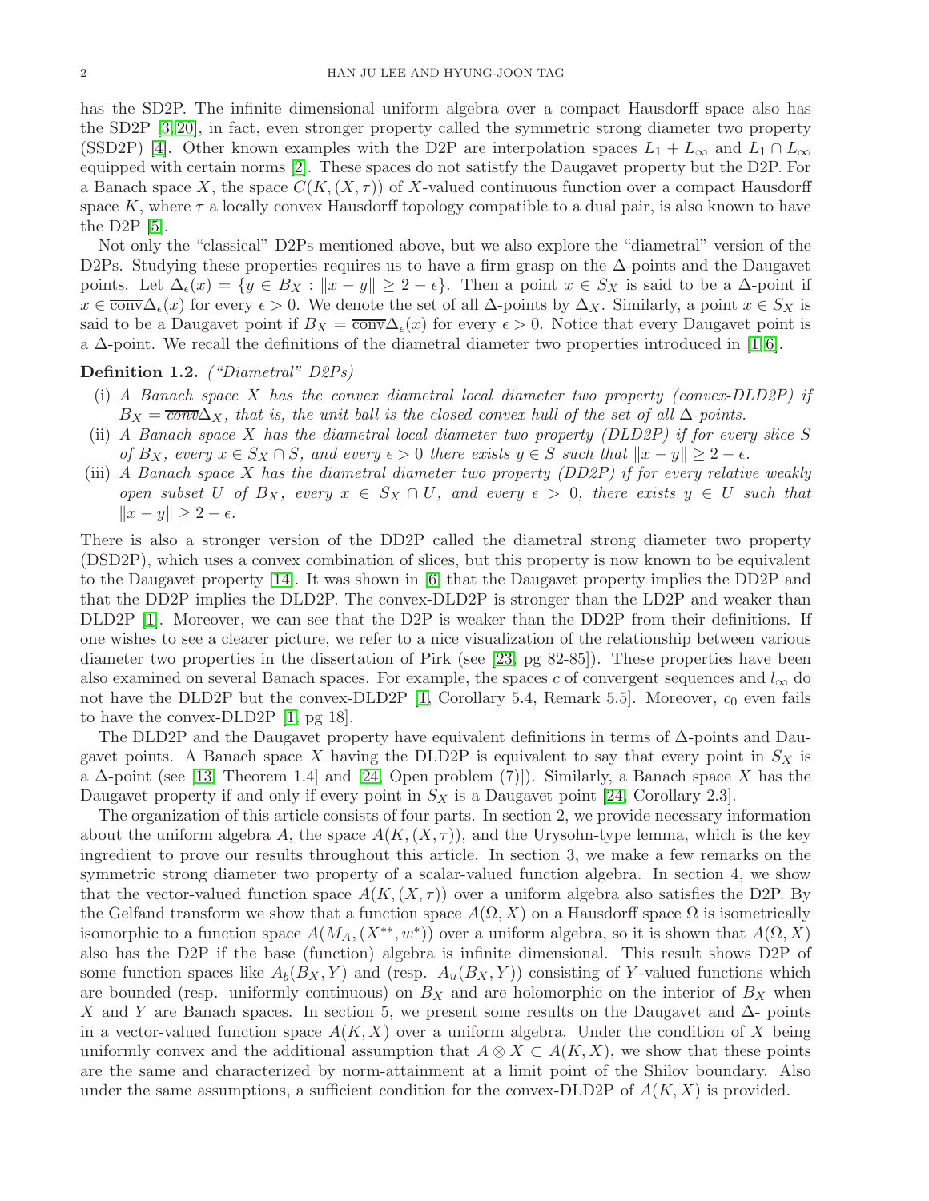has the SD2P. The infinite dimensional uniform algebra over a compact Hausdorff space also has the SD2P [3, 20], in fact, even stronger property called the symmetric strong diameter two property (SSD2P) [4]. Other known examples with the D2P are interpolation spaces $L_1 + L_\infty$ and $L_1 \cap L_\infty$ equipped with certain norms [2]. These spaces do not satistfy the Daugavet property but the D2P. For a Banach space $X$, the space $C(K, (X, \tau))$ of $X$-valued continuous function over a compact Hausdorff space $K$, where $\tau$ a locally convex Hausdorff topology compatible to a dual pair, is also known to have the D2P [5].

Not only the "classical" D2Ps mentioned above, but we also explore the "diametral" version of the D2Ps. Studying these properties requires us to have a firm grasp on the $\Delta$-points and the Daugavet points. Let $\Delta_\epsilon(x) = \{y \in B_X : \|x - y\| \geq 2 - \epsilon\}$. Then a point $x \in S_X$ is said to be a $\Delta$-point if $x \in \overline{\text{conv}}\Delta_\epsilon(x)$ for every $\epsilon > 0$. We denote the set of all $\Delta$-points by $\Delta_X$. Similarly, a point $x \in S_X$ is said to be a Daugavet point if $B_X = \overline{\text{conv}}\Delta_\epsilon(x)$ for every $\epsilon > 0$. Notice that every Daugavet point is a $\Delta$-point. We recall the definitions of the diametral diameter two properties introduced in [1, 6].

**Definition 1.2.** *("Diametral" D2Ps)*

(i) *A Banach space $X$ has the convex diametral local diameter two property (convex-DLD2P) if $B_X = \overline{\text{conv}}\Delta_X$, that is, the unit ball is the closed convex hull of the set of all $\Delta$-points.*
(ii) *A Banach space $X$ has the diametral local diameter two property (DLD2P) if for every slice $S$ of $B_X$, every $x \in S_X \cap S$, and every $\epsilon > 0$ there exists $y \in S$ such that $\|x - y\| \geq 2 - \epsilon$.*
(iii) *A Banach space $X$ has the diametral diameter two property (DD2P) if for every relative weakly open subset $U$ of $B_X$, every $x \in S_X \cap U$, and every $\epsilon > 0$, there exists $y \in U$ such that $\|x - y\| \geq 2 - \epsilon$.*

There is also a stronger version of the DD2P called the diametral strong diameter two property (DSD2P), which uses a convex combination of slices, but this property is now known to be equivalent to the Daugavet property [14]. It was shown in [6] that the Daugavet property implies the DD2P and that the DD2P implies the DLD2P. The convex-DLD2P is stronger than the LD2P and weaker than DLD2P [1]. Moreover, we can see that the D2P is weaker than the DD2P from their definitions. If one wishes to see a clearer picture, we refer to a nice visualization of the relationship between various diameter two properties in the dissertation of Pirk (see [23, pg 82-85]). These properties have been also examined on several Banach spaces. For example, the spaces $c$ of convergent sequences and $l_\infty$ do not have the DLD2P but the convex-DLD2P [1, Corollary 5.4, Remark 5.5]. Moreover, $c_0$ even fails to have the convex-DLD2P [1, pg 18].

The DLD2P and the Daugavet property have equivalent definitions in terms of $\Delta$-points and Daugavet points. A Banach space $X$ having the DLD2P is equivalent to say that every point in $S_X$ is a $\Delta$-point (see [13, Theorem 1.4] and [24, Open problem (7)]). Similarly, a Banach space $X$ has the Daugavet property if and only if every point in $S_X$ is a Daugavet point [24, Corollary 2.3].

The organization of this article consists of four parts. In section 2, we provide necessary information about the uniform algebra $A$, the space $A(K, (X, \tau))$, and the Urysohn-type lemma, which is the key ingredient to prove our results throughout this article. In section 3, we make a few remarks on the symmetric strong diameter two property of a scalar-valued function algebra. In section 4, we show that the vector-valued function space $A(K, (X, \tau))$ over a uniform algebra also satisfies the D2P. By the Gelfand transform we show that a function space $A(\Omega, X)$ on a Hausdorff space $\Omega$ is isometrically isomorphic to a function space $A(M_A, (X^{**}, w^*))$ over a uniform algebra, so it is shown that $A(\Omega, X)$ also has the D2P if the base (function) algebra is infinite dimensional. This result shows D2P of some function spaces like $A_b(B_X, Y)$ and (resp. $A_u(B_X, Y)$) consisting of $Y$-valued functions which are bounded (resp. uniformly continuous) on $B_X$ and are holomorphic on the interior of $B_X$ when $X$ and $Y$ are Banach spaces. In section 5, we present some results on the Daugavet and $\Delta$- points in a vector-valued function space $A(K, X)$ over a uniform algebra. Under the condition of $X$ being uniformly convex and the additional assumption that $A \otimes X \subset A(K, X)$, we show that these points are the same and characterized by norm-attainment at a limit point of the Shilov boundary. Also under the same assumptions, a sufficient condition for the convex-DLD2P of $A(K, X)$ is provided.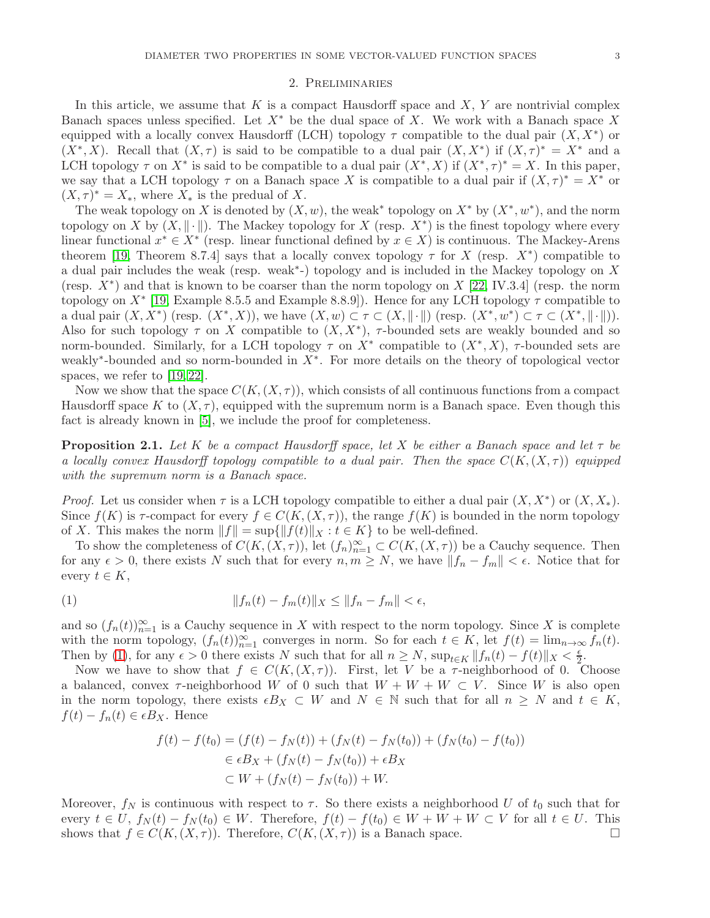## 2. Preliminaries

In this article, we assume that $K$ is a compact Hausdorff space and $X$, $Y$ are nontrivial complex Banach spaces unless specified. Let $X^*$ be the dual space of $X$. We work with a Banach space $X$ equipped with a locally convex Hausdorff (LCH) topology $\tau$ compatible to the dual pair $(X, X^*)$ or $(X^*, X)$. Recall that $(X, \tau)$ is said to be compatible to a dual pair $(X, X^*)$ if $(X, \tau)^* = X^*$ and a LCH topology $\tau$ on $X^*$ is said to be compatible to a dual pair $(X^*, X)$ if $(X^*, \tau)^* = X$. In this paper, we say that a LCH topology $\tau$ on a Banach space $X$ is compatible to a dual pair if $(X, \tau)^* = X^*$ or $(X, \tau)^* = X_*$, where $X_*$ is the predual of $X$.

The weak topology on $X$ is denoted by $(X, w)$, the weak$^*$ topology on $X^*$ by $(X^*, w^*)$, and the norm topology on $X$ by $(X, \|\cdot\|)$. The Mackey topology for $X$ (resp. $X^*$) is the finest topology where every linear functional $x^* \in X^*$ (resp. linear functional defined by $x \in X$) is continuous. The Mackey-Arens theorem [19, Theorem 8.7.4] says that a locally convex topology $\tau$ for $X$ (resp. $X^*$) compatible to a dual pair includes the weak (resp. weak$^*$-) topology and is included in the Mackey topology on $X$ (resp. $X^*$) and that is known to be coarser than the norm topology on $X$ [22, IV.3.4] (resp. the norm topology on $X^*$ [19, Example 8.5.5 and Example 8.8.9]). Hence for any LCH topology $\tau$ compatible to a dual pair $(X, X^*)$ (resp. $(X^*, X)$), we have $(X, w) \subset \tau \subset (X, \|\cdot\|)$ (resp. $(X^*, w^*) \subset \tau \subset (X^*, \|\cdot\|)$). Also for such topology $\tau$ on $X$ compatible to $(X, X^*)$, $\tau$-bounded sets are weakly bounded and so norm-bounded. Similarly, for a LCH topology $\tau$ on $X^*$ compatible to $(X^*, X)$, $\tau$-bounded sets are weakly$^*$-bounded and so norm-bounded in $X^*$. For more details on the theory of topological vector spaces, we refer to [19, 22].

Now we show that the space $C(K, (X, \tau))$, which consists of all continuous functions from a compact Hausdorff space $K$ to $(X, \tau)$, equipped with the supremum norm is a Banach space. Even though this fact is already known in [5], we include the proof for completeness.

**Proposition 2.1.** *Let $K$ be a compact Hausdorff space, let $X$ be either a Banach space and let $\tau$ be a locally convex Hausdorff topology compatible to a dual pair. Then the space $C(K, (X, \tau))$ equipped with the supremum norm is a Banach space.*

*Proof.* Let us consider when $\tau$ is a LCH topology compatible to either a dual pair $(X, X^*)$ or $(X, X_*)$. Since $f(K)$ is $\tau$-compact for every $f \in C(K, (X, \tau))$, the range $f(K)$ is bounded in the norm topology of $X$. This makes the norm $\|f\| = \sup\{\|f(t)\|_X : t \in K\}$ to be well-defined.

To show the completeness of $C(K, (X, \tau))$, let $(f_n)_{n=1}^\infty \subset C(K, (X, \tau))$ be a Cauchy sequence. Then for any $\epsilon > 0$, there exists $N$ such that for every $n, m \geq N$, we have $\|f_n - f_m\| < \epsilon$. Notice that for every $t \in K$,

$$\|f_n(t) - f_m(t)\|_X \leq \|f_n - f_m\| < \epsilon, \tag{1}$$

and so $(f_n(t))_{n=1}^\infty$ is a Cauchy sequence in $X$ with respect to the norm topology. Since $X$ is complete with the norm topology, $(f_n(t))_{n=1}^\infty$ converges in norm. So for each $t \in K$, let $f(t) = \lim_{n\to\infty} f_n(t)$. Then by (1), for any $\epsilon > 0$ there exists $N$ such that for all $n \geq N$, $\sup_{t\in K} \|f_n(t) - f(t)\|_X < \frac{\epsilon}{2}$.

Now we have to show that $f \in C(K, (X, \tau))$. First, let $V$ be a $\tau$-neighborhood of 0. Choose a balanced, convex $\tau$-neighborhood $W$ of 0 such that $W + W + W \subset V$. Since $W$ is also open in the norm topology, there exists $\epsilon B_X \subset W$ and $N \in \mathbb{N}$ such that for all $n \geq N$ and $t \in K$, $f(t) - f_n(t) \in \epsilon B_X$. Hence

$$\begin{aligned}
f(t) - f(t_0) &= (f(t) - f_N(t)) + (f_N(t) - f_N(t_0)) + (f_N(t_0) - f(t_0)) \\
&\in \epsilon B_X + (f_N(t) - f_N(t_0)) + \epsilon B_X \\
&\subset W + (f_N(t) - f_N(t_0)) + W.
\end{aligned}$$

Moreover, $f_N$ is continuous with respect to $\tau$. So there exists a neighborhood $U$ of $t_0$ such that for every $t \in U$, $f_N(t) - f_N(t_0) \in W$. Therefore, $f(t) - f(t_0) \in W + W + W \subset V$ for all $t \in U$. This shows that $f \in C(K, (X, \tau))$. Therefore, $C(K, (X, \tau))$ is a Banach space. $\square$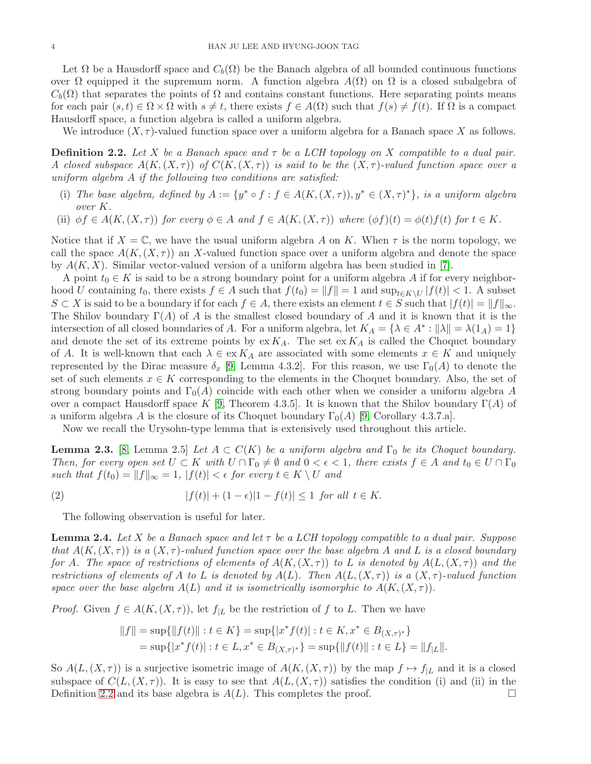Let $\Omega$ be a Hausdorff space and $C_b(\Omega)$ be the Banach algebra of all bounded continuous functions over $\Omega$ equipped it the supremum norm. A function algebra $A(\Omega)$ on $\Omega$ is a closed subalgebra of $C_b(\Omega)$ that separates the points of $\Omega$ and contains constant functions. Here separating points means for each pair $(s,t) \in \Omega \times \Omega$ with $s \neq t$, there exists $f \in A(\Omega)$ such that $f(s) \neq f(t)$. If $\Omega$ is a compact Hausdorff space, a function algebra is called a uniform algebra.

We introduce $(X,\tau)$-valued function space over a uniform algebra for a Banach space $X$ as follows.

**Definition 2.2.** *Let $X$ be a Banach space and $\tau$ be a LCH topology on $X$ compatible to a dual pair. A closed subspace $A(K,(X,\tau))$ of $C(K,(X,\tau))$ is said to be the $(X,\tau)$-valued function space over a uniform algebra $A$ if the following two conditions are satisfied:*

- (i) *The base algebra, defined by $A := \{y^* \circ f : f \in A(K,(X,\tau)), y^* \in (X,\tau)^*\}$, is a uniform algebra over $K$.*
- (ii) *$\phi f \in A(K,(X,\tau))$ for every $\phi \in A$ and $f \in A(K,(X,\tau))$ where $(\phi f)(t) = \phi(t)f(t)$ for $t \in K$.*

Notice that if $X = \mathbb{C}$, we have the usual uniform algebra $A$ on $K$. When $\tau$ is the norm topology, we call the space $A(K,(X,\tau))$ an $X$-valued function space over a uniform algebra and denote the space by $A(K,X)$. Similar vector-valued version of a uniform algebra has been studied in [7].

A point $t_0 \in K$ is said to be a strong boundary point for a uniform algebra $A$ if for every neighborhood $U$ containing $t_0$, there exists $f \in A$ such that $f(t_0) = \|f\| = 1$ and $\sup_{t \in K \setminus U} |f(t)| < 1$. A subset $S \subset X$ is said to be a boundary if for each $f \in A$, there exists an element $t \in S$ such that $|f(t)| = \|f\|_\infty$. The Shilov boundary $\Gamma(A)$ of $A$ is the smallest closed boundary of $A$ and it is known that it is the intersection of all closed boundaries of $A$. For a uniform algebra, let $K_A = \{\lambda \in A^* : \|\lambda\| = \lambda(1_A) = 1\}$ and denote the set of its extreme points by $\operatorname{ex} K_A$. The set $\operatorname{ex} K_A$ is called the Choquet boundary of $A$. It is well-known that each $\lambda \in \operatorname{ex} K_A$ are associated with some elements $x \in K$ and uniquely represented by the Dirac measure $\delta_x$ [9, Lemma 4.3.2]. For this reason, we use $\Gamma_0(A)$ to denote the set of such elements $x \in K$ corresponding to the elements in the Choquet boundary. Also, the set of strong boundary points and $\Gamma_0(A)$ coincide with each other when we consider a uniform algebra $A$ over a compact Hausdorff space $K$ [9, Theorem 4.3.5]. It is known that the Shilov boundary $\Gamma(A)$ of a uniform algebra $A$ is the closure of its Choquet boundary $\Gamma_0(A)$ [9, Corollary 4.3.7.a].

Now we recall the Urysohn-type lemma that is extensively used throughout this article.

**Lemma 2.3.** [8, Lemma 2.5] *Let $A \subset C(K)$ be a uniform algebra and $\Gamma_0$ be its Choquet boundary. Then, for every open set $U \subset K$ with $U \cap \Gamma_0 \neq \emptyset$ and $0 < \epsilon < 1$, there exists $f \in A$ and $t_0 \in U \cap \Gamma_0$ such that $f(t_0) = \|f\|_\infty = 1$, $|f(t)| < \epsilon$ for every $t \in K \setminus U$ and*

$$|f(t)| + (1-\epsilon)|1 - f(t)| \leq 1 \ \text{ for all } \ t \in K. \tag{2}$$

The following observation is useful for later.

**Lemma 2.4.** *Let $X$ be a Banach space and let $\tau$ be a LCH topology compatible to a dual pair. Suppose that $A(K,(X,\tau))$ is a $(X,\tau)$-valued function space over the base algebra $A$ and $L$ is a closed boundary for $A$. The space of restrictions of elements of $A(K,(X,\tau))$ to $L$ is denoted by $A(L,(X,\tau))$ and the restrictions of elements of $A$ to $L$ is denoted by $A(L)$. Then $A(L,(X,\tau))$ is a $(X,\tau)$-valued function space over the base algebra $A(L)$ and it is isometrically isomorphic to $A(K,(X,\tau))$.*

*Proof.* Given $f \in A(K,(X,\tau))$, let $f_{|L}$ be the restriction of $f$ to $L$. Then we have

$$\begin{aligned}
\|f\| &= \sup\{\|f(t)\| : t \in K\} = \sup\{|x^* f(t)| : t \in K, x^* \in B_{(X,\tau)^*}\} \\
&= \sup\{|x^* f(t)| : t \in L, x^* \in B_{(X,\tau)^*}\} = \sup\{\|f(t)\| : t \in L\} = \|f_{|L}\|.
\end{aligned}$$

So $A(L,(X,\tau))$ is a surjective isometric image of $A(K,(X,\tau))$ by the map $f \mapsto f_{|L}$ and it is a closed subspace of $C(L,(X,\tau))$. It is easy to see that $A(L,(X,\tau))$ satisfies the condition (i) and (ii) in the Definition 2.2 and its base algebra is $A(L)$. This completes the proof. $\square$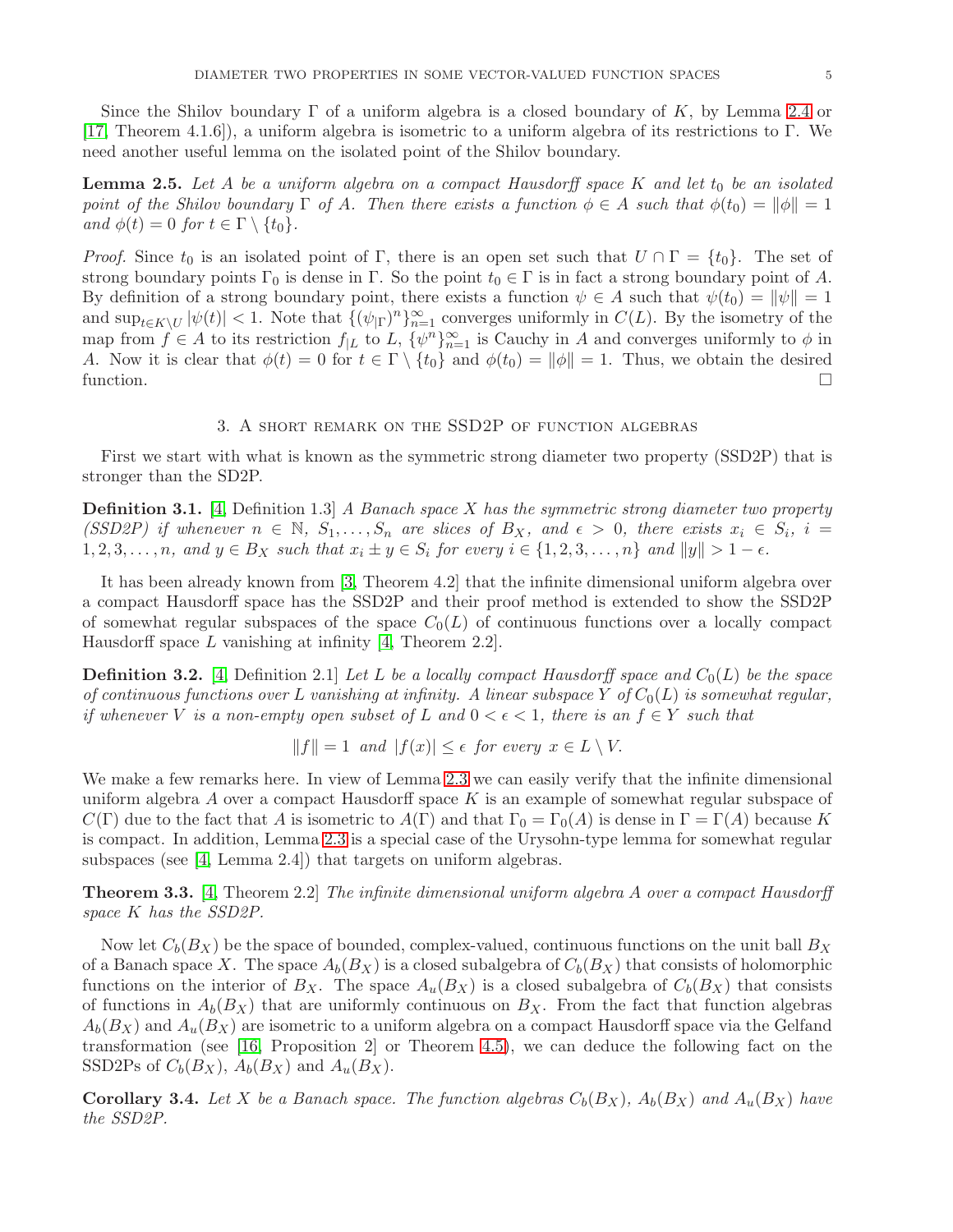Since the Shilov boundary $\Gamma$ of a uniform algebra is a closed boundary of $K$, by Lemma 2.4 or [17, Theorem 4.1.6]), a uniform algebra is isometric to a uniform algebra of its restrictions to $\Gamma$. We need another useful lemma on the isolated point of the Shilov boundary.

**Lemma 2.5.** *Let $A$ be a uniform algebra on a compact Hausdorff space $K$ and let $t_0$ be an isolated point of the Shilov boundary $\Gamma$ of $A$. Then there exists a function $\phi \in A$ such that $\phi(t_0) = \|\phi\| = 1$ and $\phi(t) = 0$ for $t \in \Gamma \setminus \{t_0\}$.*

*Proof.* Since $t_0$ is an isolated point of $\Gamma$, there is an open set such that $U \cap \Gamma = \{t_0\}$. The set of strong boundary points $\Gamma_0$ is dense in $\Gamma$. So the point $t_0 \in \Gamma$ is in fact a strong boundary point of $A$. By definition of a strong boundary point, there exists a function $\psi \in A$ such that $\psi(t_0) = \|\psi\| = 1$ and $\sup_{t \in K \setminus U} |\psi(t)| < 1$. Note that $\{(\psi_{|\Gamma})^n\}_{n=1}^{\infty}$ converges uniformly in $C(L)$. By the isometry of the map from $f \in A$ to its restriction $f_{|L}$ to $L$, $\{\psi^n\}_{n=1}^{\infty}$ is Cauchy in $A$ and converges uniformly to $\phi$ in $A$. Now it is clear that $\phi(t) = 0$ for $t \in \Gamma \setminus \{t_0\}$ and $\phi(t_0) = \|\phi\| = 1$. Thus, we obtain the desired function. $\square$

## 3. A short remark on the SSD2P of function algebras

First we start with what is known as the symmetric strong diameter two property (SSD2P) that is stronger than the SD2P.

**Definition 3.1.** [4, Definition 1.3] *A Banach space $X$ has the symmetric strong diameter two property (SSD2P) if whenever $n \in \mathbb{N}$, $S_1, \dots, S_n$ are slices of $B_X$, and $\epsilon > 0$, there exists $x_i \in S_i$, $i = 1, 2, 3, \dots, n$, and $y \in B_X$ such that $x_i \pm y \in S_i$ for every $i \in \{1, 2, 3, \dots, n\}$ and $\|y\| > 1 - \epsilon$.*

It has been already known from [3, Theorem 4.2] that the infinite dimensional uniform algebra over a compact Hausdorff space has the SSD2P and their proof method is extended to show the SSD2P of somewhat regular subspaces of the space $C_0(L)$ of continuous functions over a locally compact Hausdorff space $L$ vanishing at infinity [4, Theorem 2.2].

**Definition 3.2.** [4, Definition 2.1] *Let $L$ be a locally compact Hausdorff space and $C_0(L)$ be the space of continuous functions over $L$ vanishing at infinity. A linear subspace $Y$ of $C_0(L)$ is somewhat regular, if whenever $V$ is a non-empty open subset of $L$ and $0 < \epsilon < 1$, there is an $f \in Y$ such that*

$$\|f\| = 1 \text{ and } |f(x)| \leq \epsilon \text{ for every } x \in L \setminus V.$$

We make a few remarks here. In view of Lemma 2.3 we can easily verify that the infinite dimensional uniform algebra $A$ over a compact Hausdorff space $K$ is an example of somewhat regular subspace of $C(\Gamma)$ due to the fact that $A$ is isometric to $A(\Gamma)$ and that $\Gamma_0 = \Gamma_0(A)$ is dense in $\Gamma = \Gamma(A)$ because $K$ is compact. In addition, Lemma 2.3 is a special case of the Urysohn-type lemma for somewhat regular subspaces (see [4, Lemma 2.4]) that targets on uniform algebras.

**Theorem 3.3.** [4, Theorem 2.2] *The infinite dimensional uniform algebra $A$ over a compact Hausdorff space $K$ has the SSD2P.*

Now let $C_b(B_X)$ be the space of bounded, complex-valued, continuous functions on the unit ball $B_X$ of a Banach space $X$. The space $A_b(B_X)$ is a closed subalgebra of $C_b(B_X)$ that consists of holomorphic functions on the interior of $B_X$. The space $A_u(B_X)$ is a closed subalgebra of $C_b(B_X)$ that consists of functions in $A_b(B_X)$ that are uniformly continuous on $B_X$. From the fact that function algebras $A_b(B_X)$ and $A_u(B_X)$ are isometric to a uniform algebra on a compact Hausdorff space via the Gelfand transformation (see [16, Proposition 2] or Theorem 4.5), we can deduce the following fact on the SSD2Ps of $C_b(B_X)$, $A_b(B_X)$ and $A_u(B_X)$.

**Corollary 3.4.** *Let $X$ be a Banach space. The function algebras $C_b(B_X)$, $A_b(B_X)$ and $A_u(B_X)$ have the SSD2P.*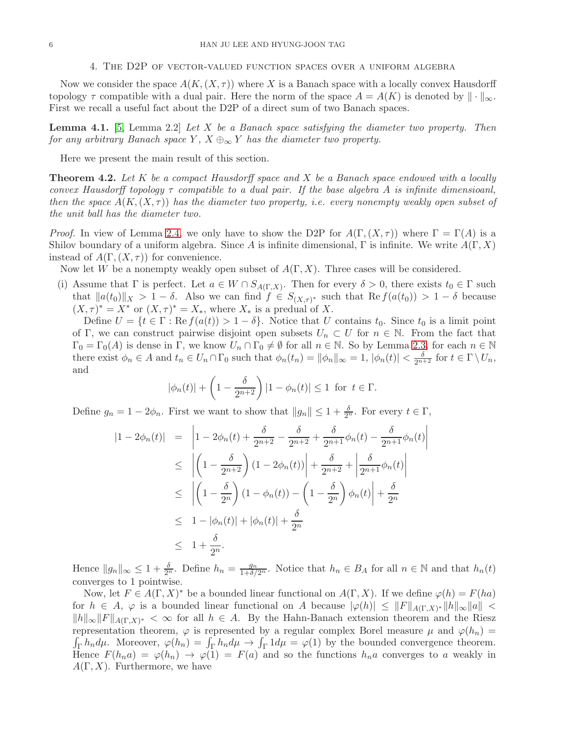## 4. The D2P of vector-valued function spaces over a uniform algebra

Now we consider the space $A(K,(X,\tau))$ where $X$ is a Banach space with a locally convex Hausdorff topology $\tau$ compatible with a dual pair. Here the norm of the space $A = A(K)$ is denoted by $\|\cdot\|_\infty$. First we recall a useful fact about the D2P of a direct sum of two Banach spaces.

**Lemma 4.1.** [5, Lemma 2.2] *Let $X$ be a Banach space satisfying the diameter two property. Then for any arbitrary Banach space $Y$, $X \oplus_\infty Y$ has the diameter two property.*

Here we present the main result of this section.

**Theorem 4.2.** *Let $K$ be a compact Hausdorff space and $X$ be a Banach space endowed with a locally convex Hausdorff topology $\tau$ compatible to a dual pair. If the base algebra $A$ is infinite dimensioanl, then the space $A(K,(X,\tau))$ has the diameter two property, i.e. every nonempty weakly open subset of the unit ball has the diameter two.*

*Proof.* In view of Lemma 2.4, we only have to show the D2P for $A(\Gamma,(X,\tau))$ where $\Gamma = \Gamma(A)$ is a Shilov boundary of a uniform algebra. Since $A$ is infinite dimensional, $\Gamma$ is infinite. We write $A(\Gamma,X)$ instead of $A(\Gamma,(X,\tau))$ for convenience.

Now let $W$ be a nonempty weakly open subset of $A(\Gamma,X)$. Three cases will be considered.

(i) Assume that $\Gamma$ is perfect. Let $a \in W \cap S_{A(\Gamma,X)}$. Then for every $\delta > 0$, there exists $t_0 \in \Gamma$ such that $\|a(t_0)\|_X > 1-\delta$. Also we can find $f \in S_{(X,\tau)^*}$ such that $\operatorname{Re} f(a(t_0)) > 1-\delta$ because $(X,\tau)^* = X^*$ or $(X,\tau)^* = X_*$, where $X_*$ is a predual of $X$.

Define $U = \{t \in \Gamma : \operatorname{Re} f(a(t)) > 1-\delta\}$. Notice that $U$ contains $t_0$. Since $t_0$ is a limit point of $\Gamma$, we can construct pairwise disjoint open subsets $U_n \subset U$ for $n \in \mathbb{N}$. From the fact that $\Gamma_0 = \Gamma_0(A)$ is dense in $\Gamma$, we know $U_n \cap \Gamma_0 \neq \emptyset$ for all $n \in \mathbb{N}$. So by Lemma 2.3, for each $n \in \mathbb{N}$ there exist $\phi_n \in A$ and $t_n \in U_n \cap \Gamma_0$ such that $\phi_n(t_n) = \|\phi_n\|_\infty = 1$, $|\phi_n(t)| < \frac{\delta}{2^{n+2}}$ for $t \in \Gamma \setminus U_n$, and

$$|\phi_n(t)| + \left(1 - \frac{\delta}{2^{n+2}}\right)|1-\phi_n(t)| \leq 1 \text{ for } t \in \Gamma.$$

Define $g_n = 1 - 2\phi_n$. First we want to show that $\|g_n\| \leq 1 + \frac{\delta}{2^n}$. For every $t \in \Gamma$,

$$\begin{aligned}
|1-2\phi_n(t)| &= \left|1 - 2\phi_n(t) + \frac{\delta}{2^{n+2}} - \frac{\delta}{2^{n+2}} + \frac{\delta}{2^{n+1}}\phi_n(t) - \frac{\delta}{2^{n+1}}\phi_n(t)\right| \\
&\leq \left|\left(1 - \frac{\delta}{2^{n+2}}\right)(1-2\phi_n(t))\right| + \frac{\delta}{2^{n+2}} + \left|\frac{\delta}{2^{n+1}}\phi_n(t)\right| \\
&\leq \left|\left(1-\frac{\delta}{2^n}\right)(1-\phi_n(t)) - \left(1 - \frac{\delta}{2^n}\right)\phi_n(t)\right| + \frac{\delta}{2^n} \\
&\leq 1 - |\phi_n(t)| + |\phi_n(t)| + \frac{\delta}{2^n} \\
&\leq 1 + \frac{\delta}{2^n}.
\end{aligned}$$

Hence $\|g_n\|_\infty \leq 1 + \frac{\delta}{2^n}$. Define $h_n = \frac{g_n}{1+\delta/2^n}$. Notice that $h_n \in B_A$ for all $n \in \mathbb{N}$ and that $h_n(t)$ converges to 1 pointwise.

Now, let $F \in A(\Gamma,X)^*$ be a bounded linear functional on $A(\Gamma,X)$. If we define $\varphi(h) = F(ha)$ for $h \in A$, $\varphi$ is a bounded linear functional on $A$ because $|\varphi(h)| \leq \|F\|_{A(\Gamma,X)^*}\|h\|_\infty\|a\| < \|h\|_\infty\|F\|_{A(\Gamma,X)^*} < \infty$ for all $h \in A$. By the Hahn-Banach extension theorem and the Riesz representation theorem, $\varphi$ is represented by a regular complex Borel measure $\mu$ and $\varphi(h_n) = \int_\Gamma h_n d\mu$. Moreover, $\varphi(h_n) = \int_\Gamma h_n d\mu \to \int_\Gamma 1 d\mu = \varphi(1)$ by the bounded convergence theorem. Hence $F(h_n a) = \varphi(h_n) \to \varphi(1) = F(a)$ and so the functions $h_n a$ converges to $a$ weakly in $A(\Gamma,X)$. Furthermore, we have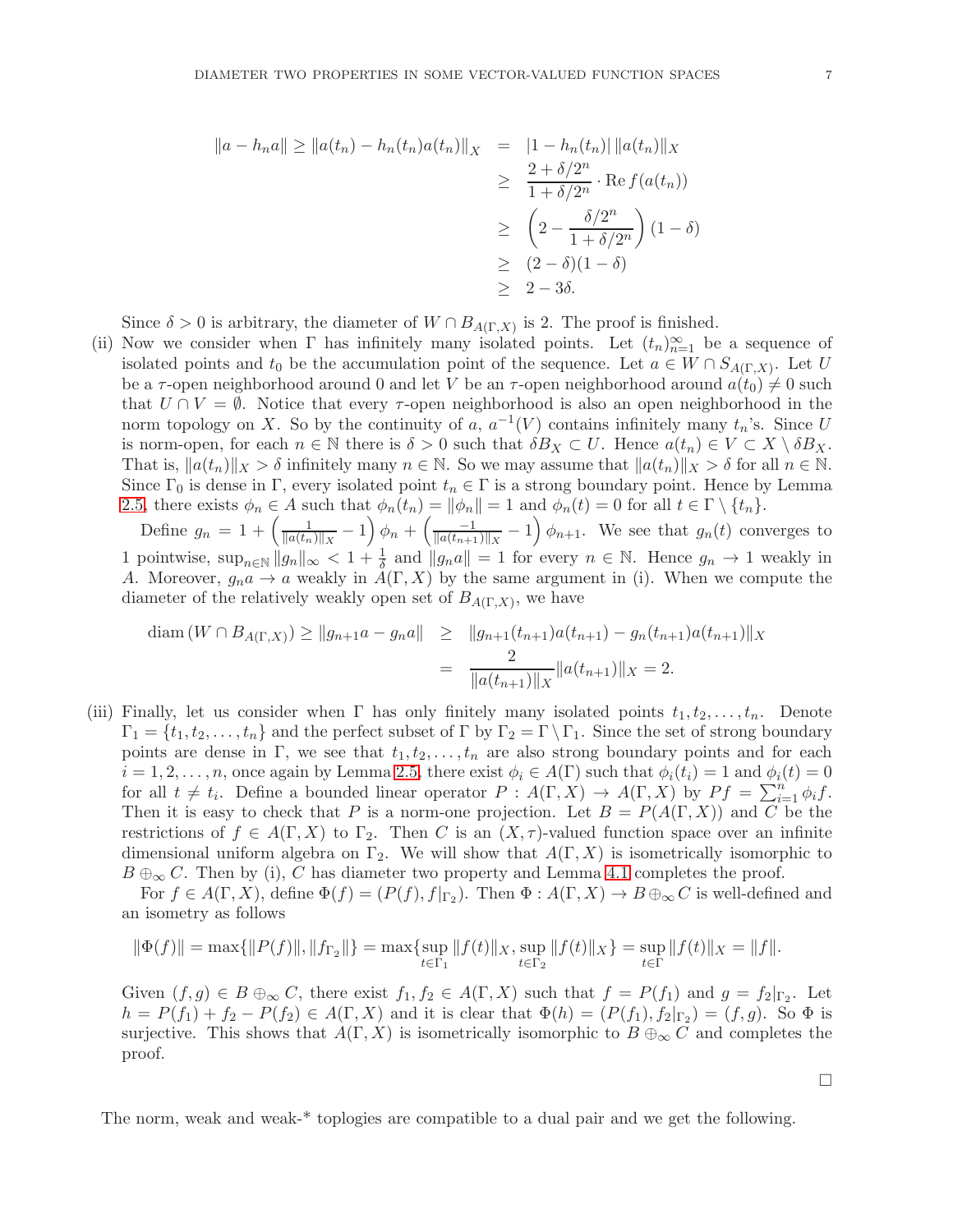$$
\begin{aligned}
\|a - h_n a\| \geq \|a(t_n) - h_n(t_n) a(t_n)\|_X &= |1 - h_n(t_n)| \, \|a(t_n)\|_X \\
&\geq \frac{2 + \delta/2^n}{1 + \delta/2^n} \cdot \operatorname{Re} f(a(t_n)) \\
&\geq \left(2 - \frac{\delta/2^n}{1 + \delta/2^n}\right)(1 - \delta) \\
&\geq (2 - \delta)(1 - \delta) \\
&\geq 2 - 3\delta.
\end{aligned}
$$

Since $\delta > 0$ is arbitrary, the diameter of $W \cap B_{A(\Gamma,X)}$ is 2. The proof is finished.

(ii) Now we consider when $\Gamma$ has infinitely many isolated points. Let $(t_n)_{n=1}^\infty$ be a sequence of isolated points and $t_0$ be the accumulation point of the sequence. Let $a \in W \cap S_{A(\Gamma,X)}$. Let $U$ be a $\tau$-open neighborhood around 0 and let $V$ be an $\tau$-open neighborhood around $a(t_0) \neq 0$ such that $U \cap V = \emptyset$. Notice that every $\tau$-open neighborhood is also an open neighborhood in the norm topology on $X$. So by the continuity of $a$, $a^{-1}(V)$ contains infinitely many $t_n$'s. Since $U$ is norm-open, for each $n \in \mathbb{N}$ there is $\delta > 0$ such that $\delta B_X \subset U$. Hence $a(t_n) \in V \subset X \setminus \delta B_X$. That is, $\|a(t_n)\|_X > \delta$ infinitely many $n \in \mathbb{N}$. So we may assume that $\|a(t_n)\|_X > \delta$ for all $n \in \mathbb{N}$. Since $\Gamma_0$ is dense in $\Gamma$, every isolated point $t_n \in \Gamma$ is a strong boundary point. Hence by Lemma 2.5, there exists $\phi_n \in A$ such that $\phi_n(t_n) = \|\phi_n\| = 1$ and $\phi_n(t) = 0$ for all $t \in \Gamma \setminus \{t_n\}$.

Define $g_n = 1 + \left(\frac{1}{\|a(t_n)\|_X} - 1\right)\phi_n + \left(\frac{-1}{\|a(t_{n+1})\|_X} - 1\right)\phi_{n+1}$. We see that $g_n(t)$ converges to 1 pointwise, $\sup_{n\in\mathbb{N}} \|g_n\|_\infty < 1 + \frac{1}{\delta}$ and $\|g_n a\| = 1$ for every $n \in \mathbb{N}$. Hence $g_n \to 1$ weakly in $A$. Moreover, $g_n a \to a$ weakly in $A(\Gamma, X)$ by the same argument in (i). When we compute the diameter of the relatively weakly open set of $B_{A(\Gamma,X)}$, we have

$$
\begin{aligned}
\operatorname{diam}(W \cap B_{A(\Gamma,X)}) \geq \|g_{n+1}a - g_n a\| &\geq \|g_{n+1}(t_{n+1})a(t_{n+1}) - g_n(t_{n+1})a(t_{n+1})\|_X \\
&= \frac{2}{\|a(t_{n+1})\|_X}\|a(t_{n+1})\|_X = 2.
\end{aligned}
$$

(iii) Finally, let us consider when $\Gamma$ has only finitely many isolated points $t_1, t_2, \ldots, t_n$. Denote $\Gamma_1 = \{t_1, t_2, \ldots, t_n\}$ and the perfect subset of $\Gamma$ by $\Gamma_2 = \Gamma \setminus \Gamma_1$. Since the set of strong boundary points are dense in $\Gamma$, we see that $t_1, t_2, \ldots, t_n$ are also strong boundary points and for each $i = 1, 2, \ldots, n$, once again by Lemma 2.5, there exist $\phi_i \in A(\Gamma)$ such that $\phi_i(t_i) = 1$ and $\phi_i(t) = 0$ for all $t \neq t_i$. Define a bounded linear operator $P : A(\Gamma, X) \to A(\Gamma, X)$ by $Pf = \sum_{i=1}^n \phi_i f$. Then it is easy to check that $P$ is a norm-one projection. Let $B = P(A(\Gamma, X))$ and $C$ be the restrictions of $f \in A(\Gamma, X)$ to $\Gamma_2$. Then $C$ is an $(X, \tau)$-valued function space over an infinite dimensional uniform algebra on $\Gamma_2$. We will show that $A(\Gamma, X)$ is isometrically isomorphic to $B \oplus_\infty C$. Then by (i), $C$ has diameter two property and Lemma 4.1 completes the proof.

For $f \in A(\Gamma, X)$, define $\Phi(f) = (P(f), f|_{\Gamma_2})$. Then $\Phi : A(\Gamma, X) \to B \oplus_\infty C$ is well-defined and an isometry as follows

$$
\|\Phi(f)\| = \max\{\|P(f)\|, \|f_{\Gamma_2}\|\} = \max\{\sup_{t\in\Gamma_1}\|f(t)\|_X, \sup_{t\in\Gamma_2}\|f(t)\|_X\} = \sup_{t\in\Gamma}\|f(t)\|_X = \|f\|.
$$

Given $(f, g) \in B \oplus_\infty C$, there exist $f_1, f_2 \in A(\Gamma, X)$ such that $f = P(f_1)$ and $g = f_2|_{\Gamma_2}$. Let $h = P(f_1) + f_2 - P(f_2) \in A(\Gamma, X)$ and it is clear that $\Phi(h) = (P(f_1), f_2|_{\Gamma_2}) = (f, g)$. So $\Phi$ is surjective. This shows that $A(\Gamma, X)$ is isometrically isomorphic to $B \oplus_\infty C$ and completes the proof.

□

The norm, weak and weak-* toplogies are compatible to a dual pair and we get the following.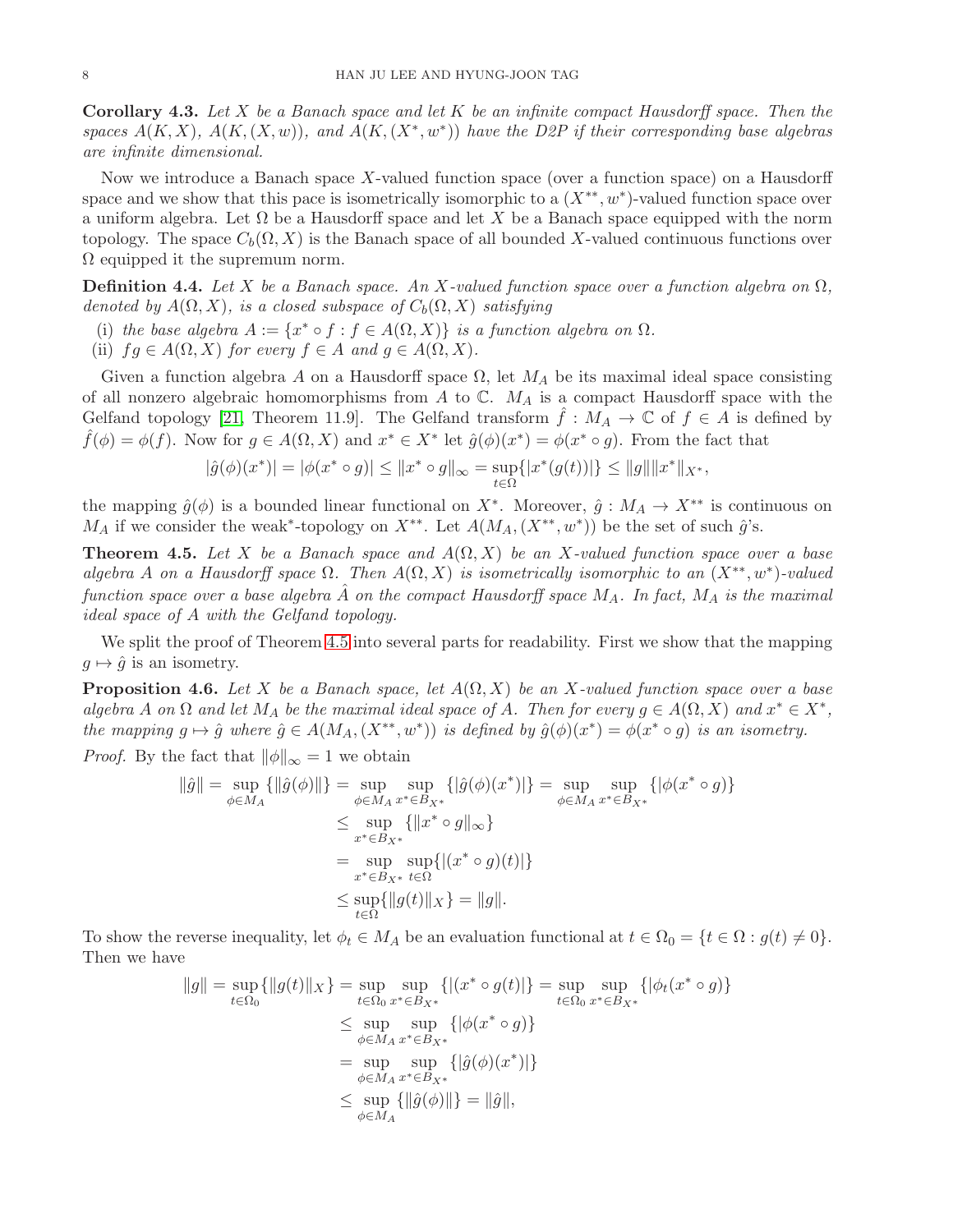**Corollary 4.3.** *Let $X$ be a Banach space and let $K$ be an infinite compact Hausdorff space. Then the spaces $A(K,X)$, $A(K,(X,w))$, and $A(K,(X^*,w^*))$ have the D2P if their corresponding base algebras are infinite dimensional.*

Now we introduce a Banach space $X$-valued function space (over a function space) on a Hausdorff space and we show that this pace is isometrically isomorphic to a $(X^{**},w^*)$-valued function space over a uniform algebra. Let $\Omega$ be a Hausdorff space and let $X$ be a Banach space equipped with the norm topology. The space $C_b(\Omega,X)$ is the Banach space of all bounded $X$-valued continuous functions over $\Omega$ equipped it the supremum norm.

**Definition 4.4.** *Let $X$ be a Banach space. An $X$-valued function space over a function algebra on $\Omega$, denoted by $A(\Omega,X)$, is a closed subspace of $C_b(\Omega,X)$ satisfying*

(i) *the base algebra $A := \{x^*\circ f : f \in A(\Omega,X)\}$ is a function algebra on $\Omega$.*
(ii) *$fg \in A(\Omega,X)$ for every $f\in A$ and $g\in A(\Omega,X)$.*

Given a function algebra $A$ on a Hausdorff space $\Omega$, let $M_A$ be its maximal ideal space consisting of all nonzero algebraic homomorphisms from $A$ to $\mathbb{C}$. $M_A$ is a compact Hausdorff space with the Gelfand topology [21, Theorem 11.9]. The Gelfand transform $\hat{f} : M_A \to \mathbb{C}$ of $f \in A$ is defined by $\hat{f}(\phi) = \phi(f)$. Now for $g\in A(\Omega,X)$ and $x^*\in X^*$ let $\hat{g}(\phi)(x^*) = \phi(x^*\circ g)$. From the fact that

$$|\hat{g}(\phi)(x^*)| = |\phi(x^*\circ g)| \leq \|x^*\circ g\|_\infty = \sup_{t\in\Omega}\{|x^*(g(t))|\} \leq \|g\|\|x^*\|_{X^*},$$

the mapping $\hat{g}(\phi)$ is a bounded linear functional on $X^*$. Moreover, $\hat{g} : M_A \to X^{**}$ is continuous on $M_A$ if we consider the weak$^*$-topology on $X^{**}$. Let $A(M_A,(X^{**},w^*))$ be the set of such $\hat{g}$'s.

**Theorem 4.5.** *Let $X$ be a Banach space and $A(\Omega,X)$ be an $X$-valued function space over a base algebra $A$ on a Hausdorff space $\Omega$. Then $A(\Omega,X)$ is isometrically isomorphic to an $(X^{**},w^*)$-valued function space over a base algebra $\hat{A}$ on the compact Hausdorff space $M_A$. In fact, $M_A$ is the maximal ideal space of $A$ with the Gelfand topology.*

We split the proof of Theorem 4.5 into several parts for readability. First we show that the mapping $g\mapsto\hat{g}$ is an isometry.

**Proposition 4.6.** *Let $X$ be a Banach space, let $A(\Omega,X)$ be an $X$-valued function space over a base algebra $A$ on $\Omega$ and let $M_A$ be the maximal ideal space of $A$. Then for every $g\in A(\Omega,X)$ and $x^*\in X^*$, the mapping $g\mapsto\hat{g}$ where $\hat{g}\in A(M_A,(X^{**},w^*))$ is defined by $\hat{g}(\phi)(x^*) = \phi(x^*\circ g)$ is an isometry.*

*Proof.* By the fact that $\|\phi\|_\infty = 1$ we obtain

$$\begin{aligned}
\|\hat{g}\| = \sup_{\phi\in M_A}\{\|\hat{g}(\phi)\|\} &= \sup_{\phi\in M_A}\sup_{x^*\in B_{X^*}}\{|\hat{g}(\phi)(x^*)|\} = \sup_{\phi\in M_A}\sup_{x^*\in B_{X^*}}\{|\phi(x^*\circ g)\} \\
&\leq \sup_{x^*\in B_{X^*}}\{\|x^*\circ g\|_\infty\} \\
&= \sup_{x^*\in B_{X^*}}\sup_{t\in\Omega}\{|(x^*\circ g)(t)|\} \\
&\leq \sup_{t\in\Omega}\{\|g(t)\|_X\} = \|g\|.
\end{aligned}$$

To show the reverse inequality, let $\phi_t\in M_A$ be an evaluation functional at $t\in\Omega_0 = \{t\in\Omega : g(t)\neq 0\}$. Then we have

$$\begin{aligned}
\|g\| = \sup_{t\in\Omega_0}\{\|g(t)\|_X\} &= \sup_{t\in\Omega_0}\sup_{x^*\in B_{X^*}}\{|(x^*\circ g(t)|\} = \sup_{t\in\Omega_0}\sup_{x^*\in B_{X^*}}\{|\phi_t(x^*\circ g)\} \\
&\leq \sup_{\phi\in M_A}\sup_{x^*\in B_{X^*}}\{|\phi(x^*\circ g)\} \\
&= \sup_{\phi\in M_A}\sup_{x^*\in B_{X^*}}\{|\hat{g}(\phi)(x^*)|\} \\
&\leq \sup_{\phi\in M_A}\{\|\hat{g}(\phi)\|\} = \|\hat{g}\|,
\end{aligned}$$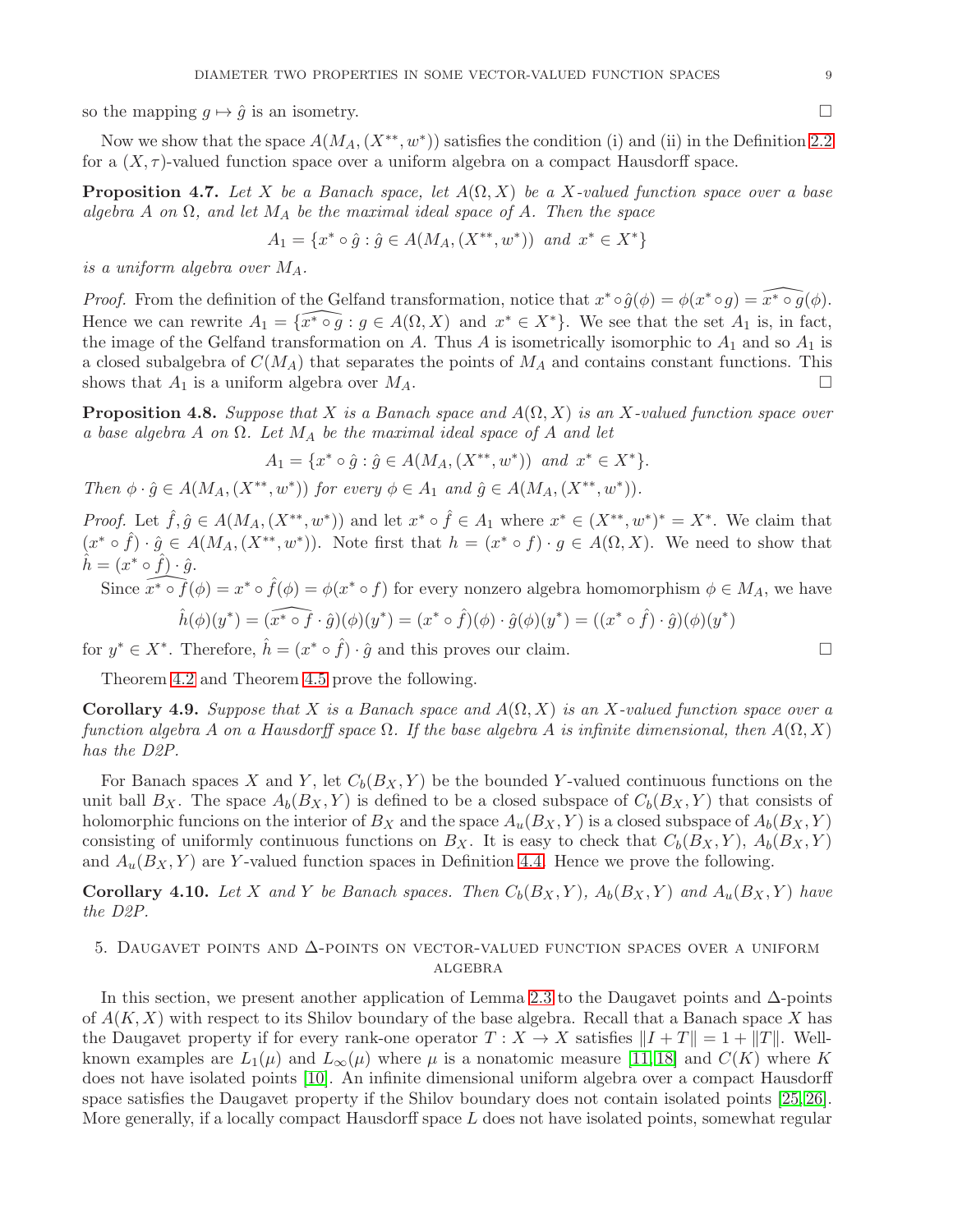so the mapping $g \mapsto \hat{g}$ is an isometry. $\square$

Now we show that the space $A(M_A, (X^{**}, w^*))$ satisfies the condition (i) and (ii) in the Definition 2.2 for a $(X, \tau)$-valued function space over a uniform algebra on a compact Hausdorff space.

**Proposition 4.7.** *Let $X$ be a Banach space, let $A(\Omega, X)$ be a $X$-valued function space over a base algebra $A$ on $\Omega$, and let $M_A$ be the maximal ideal space of $A$. Then the space*

$$A_1 = \{x^* \circ \hat{g} : \hat{g} \in A(M_A, (X^{**}, w^*)) \text{ and } x^* \in X^*\}$$

*is a uniform algebra over $M_A$.*

*Proof.* From the definition of the Gelfand transformation, notice that $x^* \circ \hat{g}(\phi) = \phi(x^* \circ g) = \widehat{x^* \circ g}(\phi)$. Hence we can rewrite $A_1 = \{\widehat{x^* \circ g} : g \in A(\Omega, X) \text{ and } x^* \in X^*\}$. We see that the set $A_1$ is, in fact, the image of the Gelfand transformation on $A$. Thus $A$ is isometrically isomorphic to $A_1$ and so $A_1$ is a closed subalgebra of $C(M_A)$ that separates the points of $M_A$ and contains constant functions. This shows that $A_1$ is a uniform algebra over $M_A$. $\square$

**Proposition 4.8.** *Suppose that $X$ is a Banach space and $A(\Omega, X)$ is an $X$-valued function space over a base algebra $A$ on $\Omega$. Let $M_A$ be the maximal ideal space of $A$ and let*

$$A_1 = \{x^* \circ \hat{g} : \hat{g} \in A(M_A, (X^{**}, w^*)) \text{ and } x^* \in X^*\}.$$

*Then $\phi \cdot \hat{g} \in A(M_A, (X^{**}, w^*))$ for every $\phi \in A_1$ and $\hat{g} \in A(M_A, (X^{**}, w^*))$.*

*Proof.* Let $\hat{f}, \hat{g} \in A(M_A, (X^{**}, w^*))$ and let $x^* \circ \hat{f} \in A_1$ where $x^* \in (X^{**}, w^*)^* = X^*$. We claim that $(x^* \circ \hat{f}) \cdot \hat{g} \in A(M_A, (X^{**}, w^*))$. Note first that $h = (x^* \circ f) \cdot g \in A(\Omega, X)$. We need to show that $\hat{h} = (x^* \circ \hat{f}) \cdot \hat{g}$.

Since $\widehat{x^* \circ f}(\phi) = x^* \circ \hat{f}(\phi) = \phi(x^* \circ f)$ for every nonzero algebra homomorphism $\phi \in M_A$, we have

$$\hat{h}(\phi)(y^*) = (\widehat{x^* \circ f} \cdot \hat{g})(\phi)(y^*) = (x^* \circ \hat{f})(\phi) \cdot \hat{g}(\phi)(y^*) = ((x^* \circ \hat{f}) \cdot \hat{g})(\phi)(y^*)$$

for $y^* \in X^*$. Therefore, $\hat{h} = (x^* \circ \hat{f}) \cdot \hat{g}$ and this proves our claim. $\square$

Theorem 4.2 and Theorem 4.5 prove the following.

**Corollary 4.9.** *Suppose that $X$ is a Banach space and $A(\Omega, X)$ is an $X$-valued function space over a function algebra $A$ on a Hausdorff space $\Omega$. If the base algebra $A$ is infinite dimensional, then $A(\Omega, X)$ has the D2P.*

For Banach spaces $X$ and $Y$, let $C_b(B_X, Y)$ be the bounded $Y$-valued continuous functions on the unit ball $B_X$. The space $A_b(B_X, Y)$ is defined to be a closed subspace of $C_b(B_X, Y)$ that consists of holomorphic funcions on the interior of $B_X$ and the space $A_u(B_X, Y)$ is a closed subspace of $A_b(B_X, Y)$ consisting of uniformly continuous functions on $B_X$. It is easy to check that $C_b(B_X, Y)$, $A_b(B_X, Y)$ and $A_u(B_X, Y)$ are $Y$-valued function spaces in Definition 4.4. Hence we prove the following.

**Corollary 4.10.** *Let $X$ and $Y$ be Banach spaces. Then $C_b(B_X, Y)$, $A_b(B_X, Y)$ and $A_u(B_X, Y)$ have the D2P.*

## 5. Daugavet points and $\Delta$-points on vector-valued function spaces over a uniform algebra

In this section, we present another application of Lemma 2.3 to the Daugavet points and $\Delta$-points of $A(K, X)$ with respect to its Shilov boundary of the base algebra. Recall that a Banach space $X$ has the Daugavet property if for every rank-one operator $T : X \to X$ satisfies $\|I + T\| = 1 + \|T\|$. Well-known examples are $L_1(\mu)$ and $L_\infty(\mu)$ where $\mu$ is a nonatomic measure [11, 18] and $C(K)$ where $K$ does not have isolated points [10]. An infinite dimensional uniform algebra over a compact Hausdorff space satisfies the Daugavet property if the Shilov boundary does not contain isolated points [25, 26]. More generally, if a locally compact Hausdorff space $L$ does not have isolated points, somewhat regular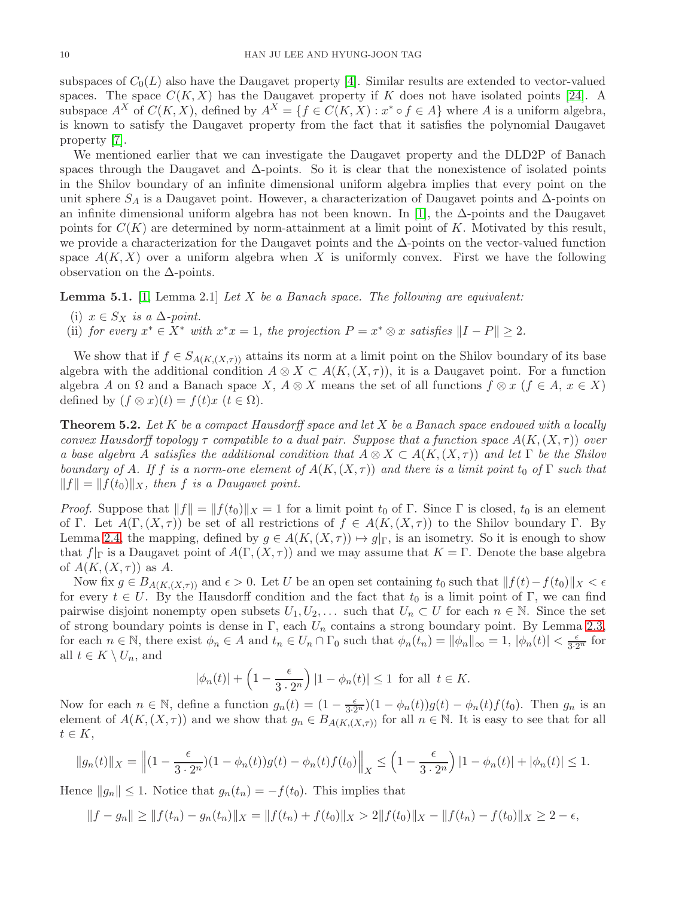subspaces of $C_0(L)$ also have the Daugavet property [4]. Similar results are extended to vector-valued spaces. The space $C(K, X)$ has the Daugavet property if $K$ does not have isolated points [24]. A subspace $A^X$ of $C(K, X)$, defined by $A^X = \{f \in C(K, X) : x^* \circ f \in A\}$ where $A$ is a uniform algebra, is known to satisfy the Daugavet property from the fact that it satisfies the polynomial Daugavet property [7].

We mentioned earlier that we can investigate the Daugavet property and the DLD2P of Banach spaces through the Daugavet and $\Delta$-points. So it is clear that the nonexistence of isolated points in the Shilov boundary of an infinite dimensional uniform algebra implies that every point on the unit sphere $S_A$ is a Daugavet point. However, a characterization of Daugavet points and $\Delta$-points on an infinite dimensional uniform algebra has not been known. In [1], the $\Delta$-points and the Daugavet points for $C(K)$ are determined by norm-attainment at a limit point of $K$. Motivated by this result, we provide a characterization for the Daugavet points and the $\Delta$-points on the vector-valued function space $A(K, X)$ over a uniform algebra when $X$ is uniformly convex. First we have the following observation on the $\Delta$-points.

**Lemma 5.1.** [1, Lemma 2.1] *Let $X$ be a Banach space. The following are equivalent:*

- (i) *$x \in S_X$ is a $\Delta$-point.*
- (ii) *for every $x^* \in X^*$ with $x^*x = 1$, the projection $P = x^* \otimes x$ satisfies $\|I - P\| \geq 2$.*

We show that if $f \in S_{A(K,(X,\tau))}$ attains its norm at a limit point on the Shilov boundary of its base algebra with the additional condition $A \otimes X \subset A(K, (X, \tau))$, it is a Daugavet point. For a function algebra $A$ on $\Omega$ and a Banach space $X$, $A \otimes X$ means the set of all functions $f \otimes x$ ($f \in A$, $x \in X$) defined by $(f \otimes x)(t) = f(t)x$ ($t \in \Omega$).

**Theorem 5.2.** *Let $K$ be a compact Hausdorff space and let $X$ be a Banach space endowed with a locally convex Hausdorff topology $\tau$ compatible to a dual pair. Suppose that a function space $A(K, (X, \tau))$ over a base algebra $A$ satisfies the additional condition that $A \otimes X \subset A(K, (X, \tau))$ and let $\Gamma$ be the Shilov boundary of $A$. If $f$ is a norm-one element of $A(K, (X, \tau))$ and there is a limit point $t_0$ of $\Gamma$ such that $\|f\| = \|f(t_0)\|_X$, then $f$ is a Daugavet point.*

*Proof.* Suppose that $\|f\| = \|f(t_0)\|_X = 1$ for a limit point $t_0$ of $\Gamma$. Since $\Gamma$ is closed, $t_0$ is an element of $\Gamma$. Let $A(\Gamma, (X, \tau))$ be set of all restrictions of $f \in A(K, (X, \tau))$ to the Shilov boundary $\Gamma$. By Lemma 2.4, the mapping, defined by $g \in A(K, (X, \tau)) \mapsto g|_\Gamma$, is an isometry. So it is enough to show that $f|_\Gamma$ is a Daugavet point of $A(\Gamma, (X, \tau))$ and we may assume that $K = \Gamma$. Denote the base algebra of $A(K, (X, \tau))$ as $A$.

Now fix $g \in B_{A(K,(X,\tau))}$ and $\epsilon > 0$. Let $U$ be an open set containing $t_0$ such that $\|f(t) - f(t_0)\|_X < \epsilon$ for every $t \in U$. By the Hausdorff condition and the fact that $t_0$ is a limit point of $\Gamma$, we can find pairwise disjoint nonempty open subsets $U_1, U_2, \dots$ such that $U_n \subset U$ for each $n \in \mathbb{N}$. Since the set of strong boundary points is dense in $\Gamma$, each $U_n$ contains a strong boundary point. By Lemma 2.3, for each $n \in \mathbb{N}$, there exist $\phi_n \in A$ and $t_n \in U_n \cap \Gamma_0$ such that $\phi_n(t_n) = \|\phi_n\|_\infty = 1$, $|\phi_n(t)| < \frac{\epsilon}{3\cdot 2^n}$ for all $t \in K \setminus U_n$, and

$$|\phi_n(t)| + \left(1 - \frac{\epsilon}{3 \cdot 2^n}\right) |1 - \phi_n(t)| \leq 1 \text{ for all } t \in K.$$

Now for each $n \in \mathbb{N}$, define a function $g_n(t) = (1 - \frac{\epsilon}{3\cdot 2^n})(1 - \phi_n(t))g(t) - \phi_n(t)f(t_0)$. Then $g_n$ is an element of $A(K, (X, \tau))$ and we show that $g_n \in B_{A(K,(X,\tau))}$ for all $n \in \mathbb{N}$. It is easy to see that for all $t \in K$,

$$\|g_n(t)\|_X = \left\|(1 - \frac{\epsilon}{3 \cdot 2^n})(1 - \phi_n(t))g(t) - \phi_n(t)f(t_0)\right\|_X \leq \left(1 - \frac{\epsilon}{3 \cdot 2^n}\right) |1 - \phi_n(t)| + |\phi_n(t)| \leq 1.$$

Hence $\|g_n\| \leq 1$. Notice that $g_n(t_n) = -f(t_0)$. This implies that

$$\|f - g_n\| \geq \|f(t_n) - g_n(t_n)\|_X = \|f(t_n) + f(t_0)\|_X > 2\|f(t_0)\|_X - \|f(t_n) - f(t_0)\|_X \geq 2 - \epsilon,$$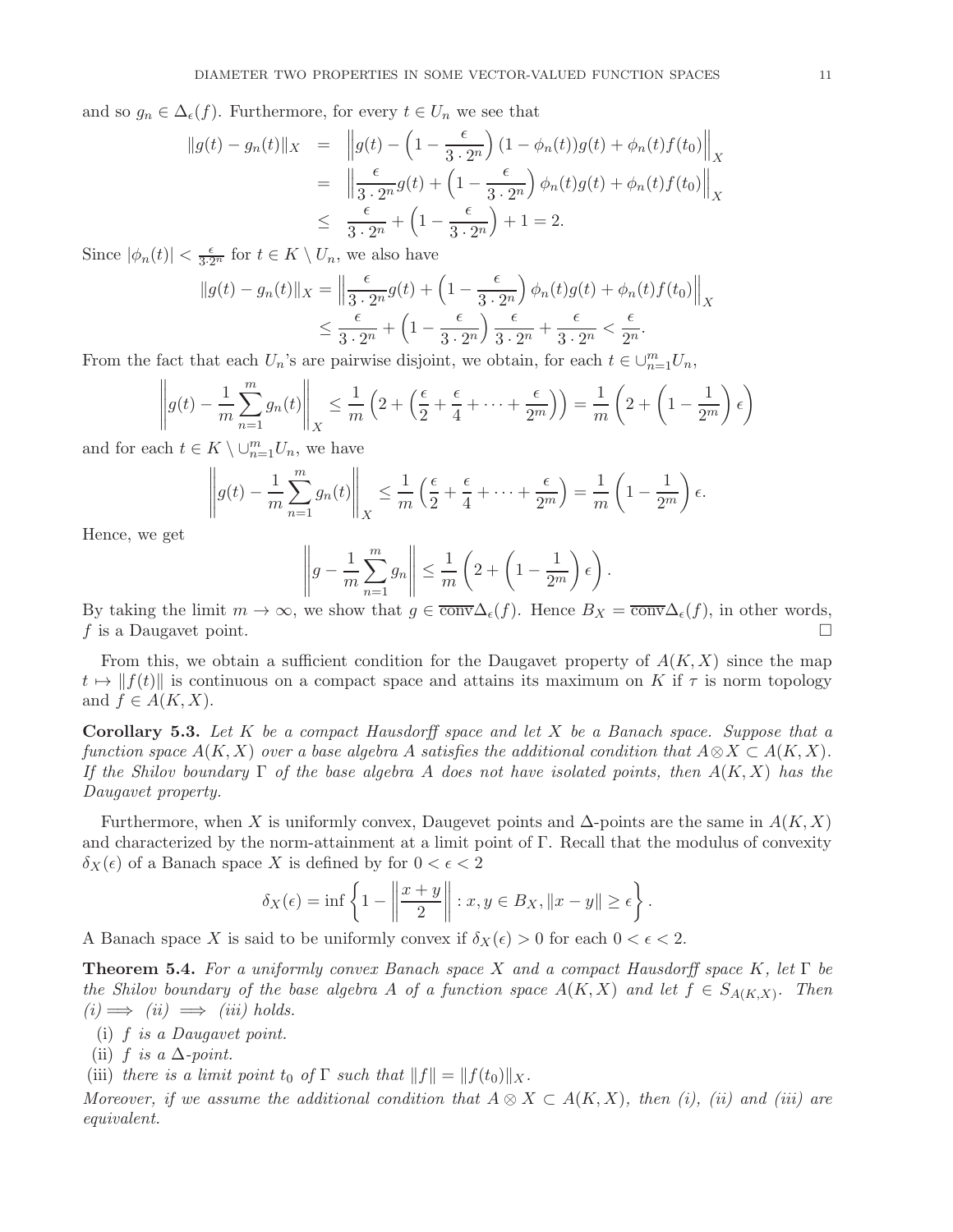and so $g_n \in \Delta_\epsilon(f)$. Furthermore, for every $t \in U_n$ we see that

$$
\begin{aligned}
\|g(t) - g_n(t)\|_X &= \left\| g(t) - \left(1 - \frac{\epsilon}{3 \cdot 2^n}\right)(1 - \phi_n(t))g(t) + \phi_n(t) f(t_0) \right\|_X \\
&= \left\| \frac{\epsilon}{3 \cdot 2^n} g(t) + \left(1 - \frac{\epsilon}{3 \cdot 2^n}\right) \phi_n(t) g(t) + \phi_n(t) f(t_0) \right\|_X \\
&\leq \frac{\epsilon}{3 \cdot 2^n} + \left(1 - \frac{\epsilon}{3 \cdot 2^n}\right) + 1 = 2.
\end{aligned}
$$

Since $|\phi_n(t)| < \frac{\epsilon}{3 \cdot 2^n}$ for $t \in K \setminus U_n$, we also have

$$
\begin{aligned}
\|g(t) - g_n(t)\|_X &= \left\| \frac{\epsilon}{3 \cdot 2^n} g(t) + \left(1 - \frac{\epsilon}{3 \cdot 2^n}\right) \phi_n(t) g(t) + \phi_n(t) f(t_0) \right\|_X \\
&\leq \frac{\epsilon}{3 \cdot 2^n} + \left(1 - \frac{\epsilon}{3 \cdot 2^n}\right) \frac{\epsilon}{3 \cdot 2^n} + \frac{\epsilon}{3 \cdot 2^n} < \frac{\epsilon}{2^n}.
\end{aligned}
$$

From the fact that each $U_n$'s are pairwise disjoint, we obtain, for each $t \in \cup_{n=1}^m U_n$,

$$
\left\| g(t) - \frac{1}{m} \sum_{n=1}^m g_n(t) \right\|_X \leq \frac{1}{m} \left( 2 + \left( \frac{\epsilon}{2} + \frac{\epsilon}{4} + \cdots + \frac{\epsilon}{2^m} \right) \right) = \frac{1}{m} \left( 2 + \left(1 - \frac{1}{2^m}\right) \epsilon \right)
$$

and for each $t \in K \setminus \cup_{n=1}^m U_n$, we have

$$
\left\| g(t) - \frac{1}{m} \sum_{n=1}^m g_n(t) \right\|_X \leq \frac{1}{m} \left( \frac{\epsilon}{2} + \frac{\epsilon}{4} + \cdots + \frac{\epsilon}{2^m} \right) = \frac{1}{m} \left(1 - \frac{1}{2^m}\right) \epsilon.
$$

Hence, we get

$$
\left\| g - \frac{1}{m} \sum_{n=1}^m g_n \right\| \leq \frac{1}{m} \left( 2 + \left(1 - \frac{1}{2^m}\right) \epsilon \right).
$$

By taking the limit $m \to \infty$, we show that $g \in \overline{\text{conv}} \Delta_\epsilon(f)$. Hence $B_X = \overline{\text{conv}} \Delta_\epsilon(f)$, in other words, $f$ is a Daugavet point. $\square$

From this, we obtain a sufficient condition for the Daugavet property of $A(K, X)$ since the map $t \mapsto \|f(t)\|$ is continuous on a compact space and attains its maximum on $K$ if $\tau$ is norm topology and $f \in A(K, X)$.

**Corollary 5.3.** *Let $K$ be a compact Hausdorff space and let $X$ be a Banach space. Suppose that a function space $A(K, X)$ over a base algebra $A$ satisfies the additional condition that $A \otimes X \subset A(K, X)$. If the Shilov boundary $\Gamma$ of the base algebra $A$ does not have isolated points, then $A(K, X)$ has the Daugavet property.*

Furthermore, when $X$ is uniformly convex, Daugevet points and $\Delta$-points are the same in $A(K, X)$ and characterized by the norm-attainment at a limit point of $\Gamma$. Recall that the modulus of convexity $\delta_X(\epsilon)$ of a Banach space $X$ is defined by for $0 < \epsilon < 2$

$$
\delta_X(\epsilon) = \inf \left\{ 1 - \left\| \frac{x + y}{2} \right\| : x, y \in B_X, \|x - y\| \geq \epsilon \right\}.
$$

A Banach space $X$ is said to be uniformly convex if $\delta_X(\epsilon) > 0$ for each $0 < \epsilon < 2$.

**Theorem 5.4.** *For a uniformly convex Banach space $X$ and a compact Hausdorff space $K$, let $\Gamma$ be the Shilov boundary of the base algebra $A$ of a function space $A(K, X)$ and let $f \in S_{A(K,X)}$. Then (i) $\Longrightarrow$ (ii) $\Longrightarrow$ (iii) holds.*

- (i) *$f$ is a Daugavet point.*
- (ii) *$f$ is a $\Delta$-point.*
- (iii) *there is a limit point $t_0$ of $\Gamma$ such that $\|f\| = \|f(t_0)\|_X$.*

*Moreover, if we assume the additional condition that $A \otimes X \subset A(K, X)$, then (i), (ii) and (iii) are equivalent.*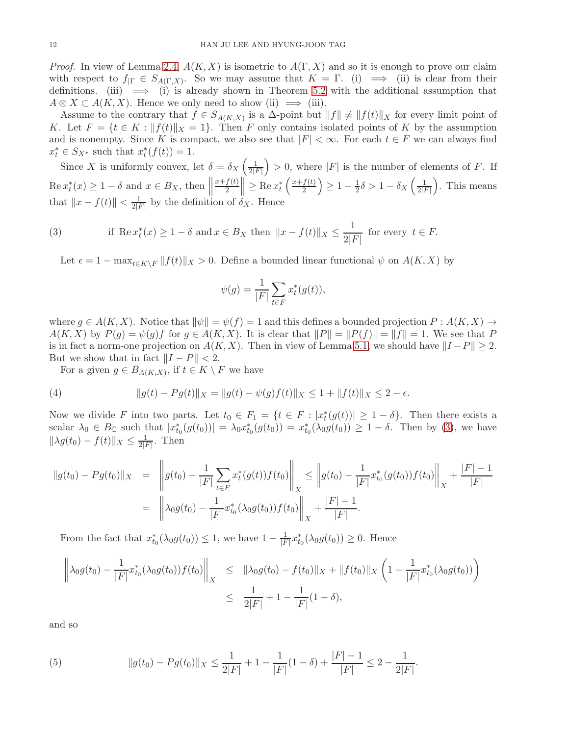*Proof.* In view of Lemma 2.4, $A(K, X)$ is isometric to $A(\Gamma, X)$ and so it is enough to prove our claim with respect to $f_{|\Gamma} \in S_{A(\Gamma,X)}$. So we may assume that $K = \Gamma$. (i) $\implies$ (ii) is clear from their definitions. (iii) $\implies$ (i) is already shown in Theorem 5.2 with the additional assumption that $A \otimes X \subset A(K, X)$. Hence we only need to show (ii) $\implies$ (iii).

Assume to the contrary that $f \in S_{A(K,X)}$ is a $\Delta$-point but $\|f\| \neq \|f(t)\|_X$ for every limit point of $K$. Let $F = \{t \in K : \|f(t)\|_X = 1\}$. Then $F$ only contains isolated points of $K$ by the assumption and is nonempty. Since $K$ is compact, we also see that $|F| < \infty$. For each $t \in F$ we can always find $x_t^* \in S_{X^*}$ such that $x_t^*(f(t)) = 1$.

Since $X$ is uniformly convex, let $\delta = \delta_X\left(\frac{1}{2|F|}\right) > 0$, where $|F|$ is the number of elements of $F$. If $\operatorname{Re} x_t^*(x) \geq 1 - \delta$ and $x \in B_X$, then $\left\|\frac{x+f(t)}{2}\right\| \geq \operatorname{Re} x_t^*\left(\frac{x+f(t)}{2}\right) \geq 1 - \frac{1}{2}\delta > 1 - \delta_X\left(\frac{1}{2|F|}\right)$. This means that $\|x - f(t)\| < \frac{1}{2|F|}$ by the definition of $\delta_X$. Hence

$$\text{if } \operatorname{Re} x_t^*(x) \geq 1 - \delta \text{ and } x \in B_X \text{ then } \|x - f(t)\|_X \leq \frac{1}{2|F|} \text{ for every } t \in F. \tag{3}$$

Let $\epsilon = 1 - \max_{t \in K \setminus F} \|f(t)\|_X > 0$. Define a bounded linear functional $\psi$ on $A(K, X)$ by

$$\psi(g) = \frac{1}{|F|} \sum_{t \in F} x_t^*(g(t)),$$

where $g \in A(K, X)$. Notice that $\|\psi\| = \psi(f) = 1$ and this defines a bounded projection $P : A(K, X) \to A(K, X)$ by $P(g) = \psi(g)f$ for $g \in A(K, X)$. It is clear that $\|P\| = \|P(f)\| = \|f\| = 1$. We see that $P$ is in fact a norm-one projection on $A(K, X)$. Then in view of Lemma 5.1, we should have $\|I - P\| \geq 2$. But we show that in fact $\|I - P\| < 2$.

For a given $g \in B_{A(K,X)}$, if $t \in K \setminus F$ we have

$$\|g(t) - Pg(t)\|_X = \|g(t) - \psi(g)f(t)\|_X \leq 1 + \|f(t)\|_X \leq 2 - \epsilon. \tag{4}$$

Now we divide $F$ into two parts. Let $t_0 \in F_1 = \{t \in F : |x_t^*(g(t))| \geq 1 - \delta\}$. Then there exists a scalar $\lambda_0 \in B_{\mathbb{C}}$ such that $|x_{t_0}^*(g(t_0))| = \lambda_0 x_{t_0}^*(g(t_0)) = x_{t_0}^*(\lambda_0 g(t_0)) \geq 1 - \delta$. Then by (3), we have $\|\lambda g(t_0) - f(t)\|_X \leq \frac{1}{2|F|}$. Then

$$\begin{aligned}
\|g(t_0) - Pg(t_0)\|_X &= \left\|g(t_0) - \frac{1}{|F|}\sum_{t \in F} x_t^*(g(t))f(t_0)\right\|_X \leq \left\|g(t_0) - \frac{1}{|F|}x_{t_0}^*(g(t_0))f(t_0)\right\|_X + \frac{|F|-1}{|F|} \\
&= \left\|\lambda_0 g(t_0) - \frac{1}{|F|}x_{t_0}^*(\lambda_0 g(t_0))f(t_0)\right\|_X + \frac{|F|-1}{|F|}.
\end{aligned}$$

From the fact that $x_{t_0}^*(\lambda_0 g(t_0)) \leq 1$, we have $1 - \frac{1}{|F|}x_{t_0}^*(\lambda_0 g(t_0)) \geq 0$. Hence

$$\begin{aligned}
\left\|\lambda_0 g(t_0) - \frac{1}{|F|}x_{t_0}^*(\lambda_0 g(t_0))f(t_0)\right\|_X &\leq \|\lambda_0 g(t_0) - f(t_0)\|_X + \|f(t_0)\|_X\left(1 - \frac{1}{|F|}x_{t_0}^*(\lambda_0 g(t_0))\right) \\
&\leq \frac{1}{2|F|} + 1 - \frac{1}{|F|}(1 - \delta),
\end{aligned}$$

and so

$$\|g(t_0) - Pg(t_0)\|_X \leq \frac{1}{2|F|} + 1 - \frac{1}{|F|}(1 - \delta) + \frac{|F|-1}{|F|} \leq 2 - \frac{1}{2|F|}. \tag{5}$$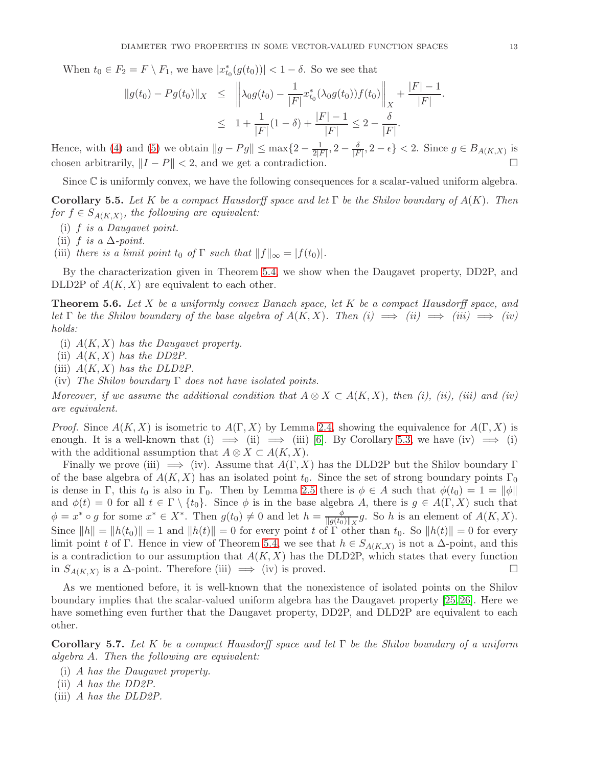When $t_0 \in F_2 = F \setminus F_1$, we have $|x^*_{t_0}(g(t_0))| < 1 - \delta$. So we see that

$$
\begin{aligned}
\|g(t_0) - Pg(t_0)\|_X &\leq \left\| \lambda_0 g(t_0) - \frac{1}{|F|} x^*_{t_0}(\lambda_0 g(t_0)) f(t_0) \right\|_X + \frac{|F|-1}{|F|}. \\
&\leq 1 + \frac{1}{|F|}(1-\delta) + \frac{|F|-1}{|F|} \leq 2 - \frac{\delta}{|F|}.
\end{aligned}
$$

Hence, with (4) and (5) we obtain $\|g - Pg\| \leq \max\{2 - \frac{1}{2|F|}, 2 - \frac{\delta}{|F|}, 2 - \epsilon\} < 2$. Since $g \in B_{A(K,X)}$ is chosen arbitrarily, $\|I - P\| < 2$, and we get a contradiction. $\square$

Since $\mathbb{C}$ is uniformly convex, we have the following consequences for a scalar-valued uniform algebra.

**Corollary 5.5.** *Let $K$ be a compact Hausdorff space and let $\Gamma$ be the Shilov boundary of $A(K)$. Then for $f \in S_{A(K,X)}$, the following are equivalent:*

- (i) *$f$ is a Daugavet point.*
- (ii) *$f$ is a $\Delta$-point.*
- (iii) *there is a limit point $t_0$ of $\Gamma$ such that $\|f\|_\infty = |f(t_0)|$.*

By the characterization given in Theorem 5.4, we show when the Daugavet property, DD2P, and DLD2P of $A(K,X)$ are equivalent to each other.

**Theorem 5.6.** *Let $X$ be a uniformly convex Banach space, let $K$ be a compact Hausdorff space, and let $\Gamma$ be the Shilov boundary of the base algebra of $A(K,X)$. Then (i) $\implies$ (ii) $\implies$ (iii) $\implies$ (iv) holds:*

- (i) *$A(K,X)$ has the Daugavet property.*
- (ii) *$A(K,X)$ has the DD2P.*
- (iii) *$A(K,X)$ has the DLD2P.*
- (iv) *The Shilov boundary $\Gamma$ does not have isolated points.*

*Moreover, if we assume the additional condition that $A \otimes X \subset A(K,X)$, then (i), (ii), (iii) and (iv) are equivalent.*

*Proof.* Since $A(K,X)$ is isometric to $A(\Gamma,X)$ by Lemma 2.4, showing the equivalence for $A(\Gamma,X)$ is enough. It is a well-known that (i) $\implies$ (ii) $\implies$ (iii) [6]. By Corollary 5.3, we have (iv) $\implies$ (i) with the additional assumption that $A \otimes X \subset A(K,X)$.

Finally we prove (iii) $\implies$ (iv). Assume that $A(\Gamma,X)$ has the DLD2P but the Shilov boundary $\Gamma$ of the base algebra of $A(K,X)$ has an isolated point $t_0$. Since the set of strong boundary points $\Gamma_0$ is dense in $\Gamma$, this $t_0$ is also in $\Gamma_0$. Then by Lemma 2.5 there is $\phi \in A$ such that $\phi(t_0) = 1 = \|\phi\|$ and $\phi(t) = 0$ for all $t \in \Gamma \setminus \{t_0\}$. Since $\phi$ is in the base algebra $A$, there is $g \in A(\Gamma,X)$ such that $\phi = x^* \circ g$ for some $x^* \in X^*$. Then $g(t_0) \neq 0$ and let $h = \frac{\phi}{\|g(t_0)\|_X} g$. So $h$ is an element of $A(K,X)$. Since $\|h\| = \|h(t_0)\| = 1$ and $\|h(t)\| = 0$ for every point $t$ of $\Gamma$ other than $t_0$. So $\|h(t)\| = 0$ for every limit point $t$ of $\Gamma$. Hence in view of Theorem 5.4, we see that $h \in S_{A(K,X)}$ is not a $\Delta$-point, and this is a contradiction to our assumption that $A(K,X)$ has the DLD2P, which states that every function in $S_{A(K,X)}$ is a $\Delta$-point. Therefore (iii) $\implies$ (iv) is proved. $\square$

As we mentioned before, it is well-known that the nonexistence of isolated points on the Shilov boundary implies that the scalar-valued uniform algebra has the Daugavet property [25, 26]. Here we have something even further that the Daugavet property, DD2P, and DLD2P are equivalent to each other.

**Corollary 5.7.** *Let $K$ be a compact Hausdorff space and let $\Gamma$ be the Shilov boundary of a uniform algebra $A$. Then the following are equivalent:*

- (i) *$A$ has the Daugavet property.*
- (ii) *$A$ has the DD2P.*
- (iii) *$A$ has the DLD2P.*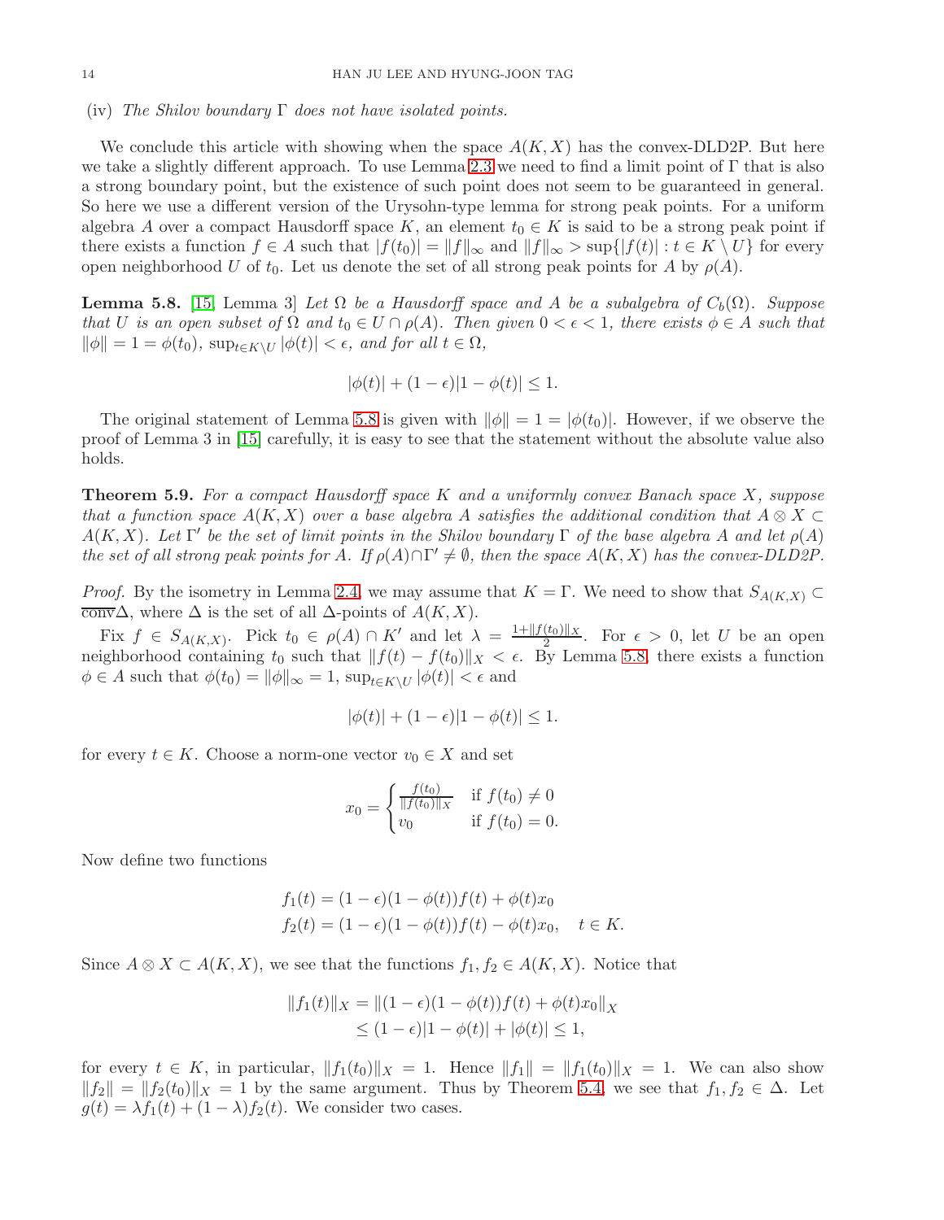(iv) *The Shilov boundary* $\Gamma$ *does not have isolated points.*

We conclude this article with showing when the space $A(K,X)$ has the convex-DLD2P. But here we take a slightly different approach. To use Lemma 2.3 we need to find a limit point of $\Gamma$ that is also a strong boundary point, but the existence of such point does not seem to be guaranteed in general. So here we use a different version of the Urysohn-type lemma for strong peak points. For a uniform algebra $A$ over a compact Hausdorff space $K$, an element $t_0 \in K$ is said to be a strong peak point if there exists a function $f \in A$ such that $|f(t_0)| = \|f\|_\infty$ and $\|f\|_\infty > \sup\{|f(t)| : t \in K \setminus U\}$ for every open neighborhood $U$ of $t_0$. Let us denote the set of all strong peak points for $A$ by $\rho(A)$.

**Lemma 5.8.** [15] Lemma 3] *Let* $\Omega$ *be a Hausdorff space and* $A$ *be a subalgebra of* $C_b(\Omega)$*. Suppose that* $U$ *is an open subset of* $\Omega$ *and* $t_0 \in U \cap \rho(A)$*. Then given* $0 < \epsilon < 1$*, there exists* $\phi \in A$ *such that* $\|\phi\| = 1 = \phi(t_0)$*,* $\sup_{t\in K\setminus U} |\phi(t)| < \epsilon$*, and for all* $t \in \Omega$*,*

$$|\phi(t)| + (1-\epsilon)|1-\phi(t)| \leq 1.$$

The original statement of Lemma 5.8 is given with $\|\phi\| = 1 = |\phi(t_0)|$. However, if we observe the proof of Lemma 3 in [15] carefully, it is easy to see that the statement without the absolute value also holds.

**Theorem 5.9.** *For a compact Hausdorff space* $K$ *and a uniformly convex Banach space* $X$*, suppose that a function space* $A(K,X)$ *over a base algebra* $A$ *satisfies the additional condition that* $A \otimes X \subset A(K,X)$*. Let* $\Gamma'$ *be the set of limit points in the Shilov boundary* $\Gamma$ *of the base algebra* $A$ *and let* $\rho(A)$ *the set of all strong peak points for* $A$*. If* $\rho(A) \cap \Gamma' \neq \emptyset$*, then the space* $A(K,X)$ *has the convex-DLD2P.*

*Proof.* By the isometry in Lemma 2.4, we may assume that $K = \Gamma$. We need to show that $S_{A(K,X)} \subset \overline{\text{conv}}\Delta$, where $\Delta$ is the set of all $\Delta$-points of $A(K,X)$.

Fix $f \in S_{A(K,X)}$. Pick $t_0 \in \rho(A) \cap K'$ and let $\lambda = \frac{1+\|f(t_0)\|_X}{2}$. For $\epsilon > 0$, let $U$ be an open neighborhood containing $t_0$ such that $\|f(t) - f(t_0)\|_X < \epsilon$. By Lemma 5.8, there exists a function $\phi \in A$ such that $\phi(t_0) = \|\phi\|_\infty = 1$, $\sup_{t\in K\setminus U} |\phi(t)| < \epsilon$ and

$$|\phi(t)| + (1-\epsilon)|1-\phi(t)| \leq 1.$$

for every $t \in K$. Choose a norm-one vector $v_0 \in X$ and set

$$x_0 = \begin{cases} \frac{f(t_0)}{\|f(t_0)\|_X} & \text{if } f(t_0) \neq 0 \\ v_0 & \text{if } f(t_0) = 0. \end{cases}$$

Now define two functions

$$\begin{aligned} f_1(t) &= (1-\epsilon)(1-\phi(t))f(t) + \phi(t)x_0 \\ f_2(t) &= (1-\epsilon)(1-\phi(t))f(t) - \phi(t)x_0, \quad t \in K. \end{aligned}$$

Since $A \otimes X \subset A(K,X)$, we see that the functions $f_1, f_2 \in A(K,X)$. Notice that

$$\begin{aligned} \|f_1(t)\|_X &= \|(1-\epsilon)(1-\phi(t))f(t) + \phi(t)x_0\|_X \\ &\leq (1-\epsilon)|1-\phi(t)| + |\phi(t)| \leq 1, \end{aligned}$$

for every $t \in K$, in particular, $\|f_1(t_0)\|_X = 1$. Hence $\|f_1\| = \|f_1(t_0)\|_X = 1$. We can also show $\|f_2\| = \|f_2(t_0)\|_X = 1$ by the same argument. Thus by Theorem 5.4, we see that $f_1, f_2 \in \Delta$. Let $g(t) = \lambda f_1(t) + (1-\lambda)f_2(t)$. We consider two cases.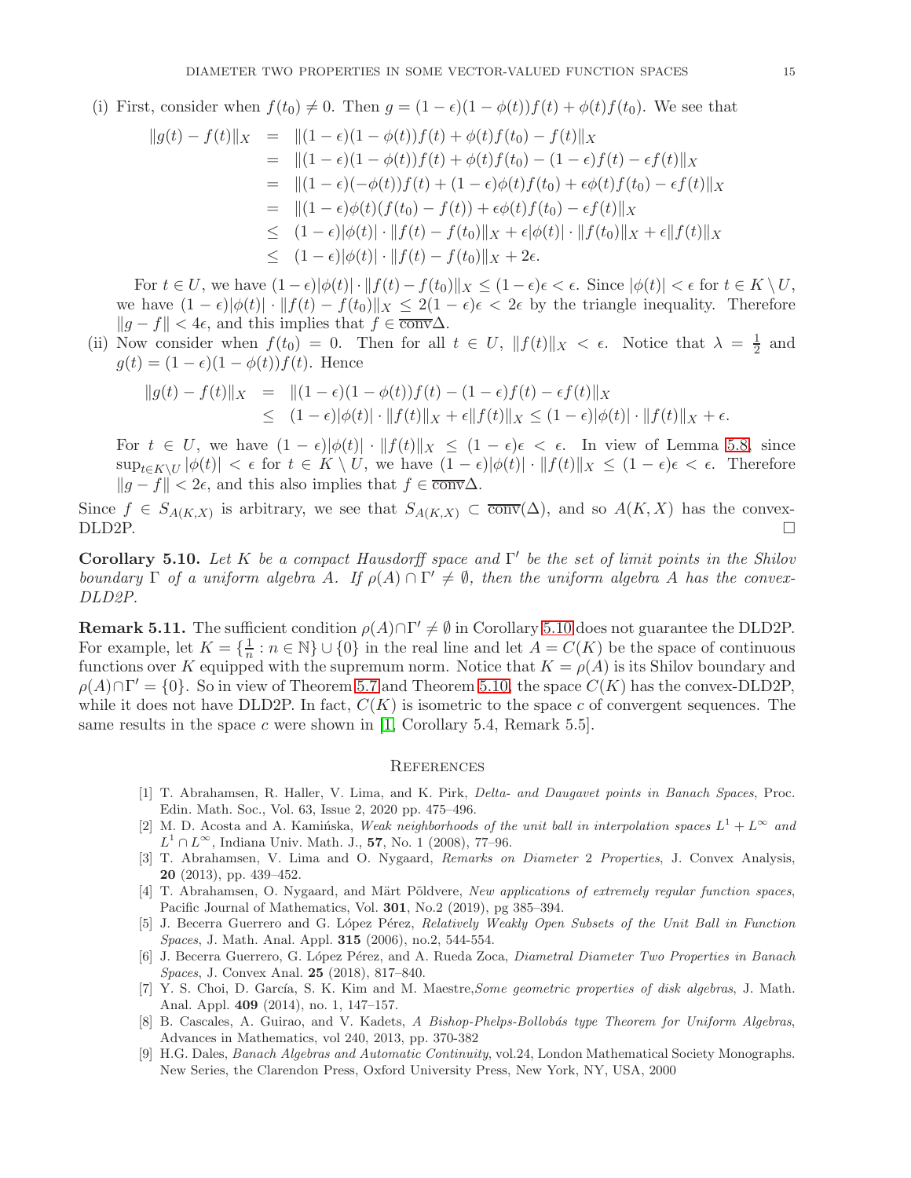(i) First, consider when $f(t_0) \neq 0$. Then $g = (1-\epsilon)(1-\phi(t))f(t) + \phi(t)f(t_0)$. We see that

$$
\begin{aligned}
\|g(t) - f(t)\|_X &= \|(1-\epsilon)(1-\phi(t))f(t) + \phi(t)f(t_0) - f(t)\|_X \\
&= \|(1-\epsilon)(1-\phi(t))f(t) + \phi(t)f(t_0) - (1-\epsilon)f(t) - \epsilon f(t)\|_X \\
&= \|(1-\epsilon)(-\phi(t))f(t) + (1-\epsilon)\phi(t)f(t_0) + \epsilon\phi(t)f(t_0) - \epsilon f(t)\|_X \\
&= \|(1-\epsilon)\phi(t)(f(t_0) - f(t)) + \epsilon\phi(t)f(t_0) - \epsilon f(t)\|_X \\
&\leq (1-\epsilon)|\phi(t)| \cdot \|f(t) - f(t_0)\|_X + \epsilon|\phi(t)| \cdot \|f(t_0)\|_X + \epsilon\|f(t)\|_X \\
&\leq (1-\epsilon)|\phi(t)| \cdot \|f(t) - f(t_0)\|_X + 2\epsilon.
\end{aligned}
$$

For $t \in U$, we have $(1-\epsilon)|\phi(t)| \cdot \|f(t) - f(t_0)\|_X \leq (1-\epsilon)\epsilon < \epsilon$. Since $|\phi(t)| < \epsilon$ for $t \in K \setminus U$, we have $(1-\epsilon)|\phi(t)| \cdot \|f(t) - f(t_0)\|_X \leq 2(1-\epsilon)\epsilon < 2\epsilon$ by the triangle inequality. Therefore $\|g - f\| < 4\epsilon$, and this implies that $f \in \overline{\text{conv}}\Delta$.

(ii) Now consider when $f(t_0) = 0$. Then for all $t \in U$, $\|f(t)\|_X < \epsilon$. Notice that $\lambda = \frac{1}{2}$ and $g(t) = (1-\epsilon)(1-\phi(t))f(t)$. Hence

$$
\begin{aligned}
\|g(t) - f(t)\|_X &= \|(1-\epsilon)(1-\phi(t))f(t) - (1-\epsilon)f(t) - \epsilon f(t)\|_X \\
&\leq (1-\epsilon)|\phi(t)| \cdot \|f(t)\|_X + \epsilon\|f(t)\|_X \leq (1-\epsilon)|\phi(t)| \cdot \|f(t)\|_X + \epsilon.
\end{aligned}
$$

For $t \in U$, we have $(1-\epsilon)|\phi(t)| \cdot \|f(t)\|_X \leq (1-\epsilon)\epsilon < \epsilon$. In view of Lemma 5.8, since $\sup_{t\in K\setminus U} |\phi(t)| < \epsilon$ for $t \in K \setminus U$, we have $(1-\epsilon)|\phi(t)| \cdot \|f(t)\|_X \leq (1-\epsilon)\epsilon < \epsilon$. Therefore $\|g - f\| < 2\epsilon$, and this also implies that $f \in \overline{\text{conv}}\Delta$.

Since $f \in S_{A(K,X)}$ is arbitrary, we see that $S_{A(K,X)} \subset \overline{\text{conv}}(\Delta)$, and so $A(K, X)$ has the convex-DLD2P. $\square$

**Corollary 5.10.** *Let $K$ be a compact Hausdorff space and $\Gamma'$ be the set of limit points in the Shilov boundary $\Gamma$ of a uniform algebra $A$. If $\rho(A) \cap \Gamma' \neq \emptyset$, then the uniform algebra $A$ has the convex-DLD2P.*

**Remark 5.11.** The sufficient condition $\rho(A)\cap\Gamma' \neq \emptyset$ in Corollary 5.10 does not guarantee the DLD2P. For example, let $K = \{\frac{1}{n} : n \in \mathbb{N}\} \cup \{0\}$ in the real line and let $A = C(K)$ be the space of continuous functions over $K$ equipped with the supremum norm. Notice that $K = \rho(A)$ is its Shilov boundary and $\rho(A)\cap\Gamma' = \{0\}$. So in view of Theorem 5.7 and Theorem 5.10, the space $C(K)$ has the convex-DLD2P, while it does not have DLD2P. In fact, $C(K)$ is isometric to the space $c$ of convergent sequences. The same results in the space $c$ were shown in [1, Corollary 5.4, Remark 5.5].

## References

[1] T. Abrahamsen, R. Haller, V. Lima, and K. Pirk, *Delta- and Daugavet points in Banach Spaces*, Proc. Edin. Math. Soc., Vol. 63, Issue 2, 2020 pp. 475–496.

[2] M. D. Acosta and A. Kamińska, *Weak neighborhoods of the unit ball in interpolation spaces $L^1 + L^\infty$ and $L^1 \cap L^\infty$*, Indiana Univ. Math. J., **57**, No. 1 (2008), 77–96.

[3] T. Abrahamsen, V. Lima and O. Nygaard, *Remarks on Diameter 2 Properties*, J. Convex Analysis, **20** (2013), pp. 439–452.

[4] T. Abrahamsen, O. Nygaard, and Märt Põldvere, *New applications of extremely regular function spaces*, Pacific Journal of Mathematics, Vol. **301**, No.2 (2019), pg 385–394.

[5] J. Becerra Guerrero and G. López Pérez, *Relatively Weakly Open Subsets of the Unit Ball in Function Spaces*, J. Math. Anal. Appl. **315** (2006), no.2, 544-554.

[6] J. Becerra Guerrero, G. López Pérez, and A. Rueda Zoca, *Diametral Diameter Two Properties in Banach Spaces*, J. Convex Anal. **25** (2018), 817–840.

[7] Y. S. Choi, D. García, S. K. Kim and M. Maestre, *Some geometric properties of disk algebras*, J. Math. Anal. Appl. **409** (2014), no. 1, 147–157.

[8] B. Cascales, A. Guirao, and V. Kadets, *A Bishop-Phelps-Bollobás type Theorem for Uniform Algebras*, Advances in Mathematics, vol 240, 2013, pp. 370-382

[9] H.G. Dales, *Banach Algebras and Automatic Continuity*, vol.24, London Mathematical Society Monographs. New Series, the Clarendon Press, Oxford University Press, New York, NY, USA, 2000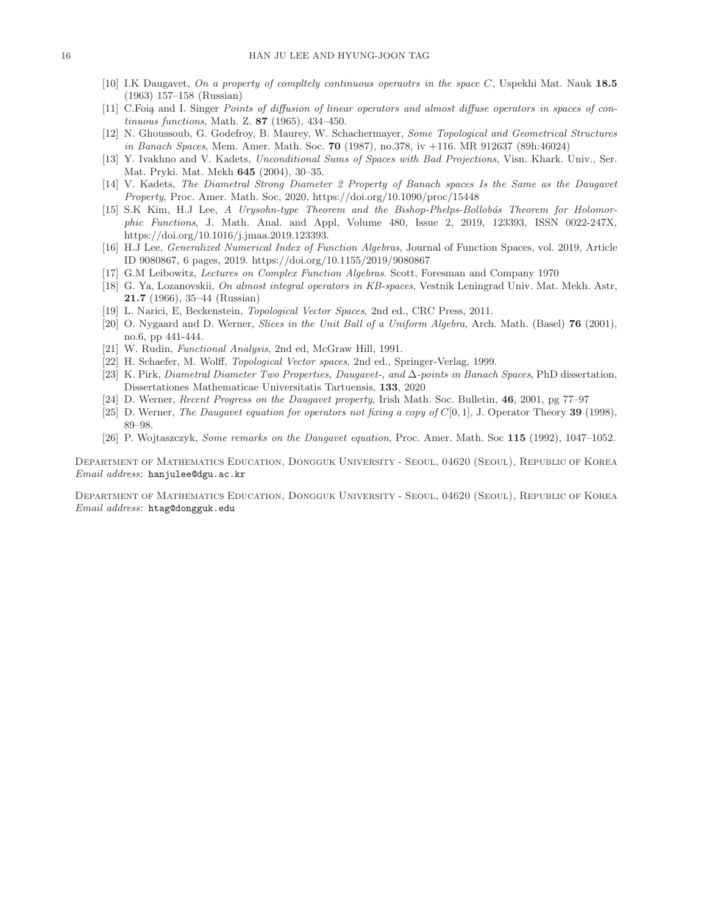[10] I.K Daugavet, *On a property of compltely continuous operaotrs in the space $C$*, Uspekhi Mat. Nauk **18.5** (1963) 157–158 (Russian)

[11] C.Foią and I. Singer *Points of diffusion of linear operators and almost diffuse operators in spaces of continuous functions*, Math. Z. **87** (1965), 434–450.

[12] N. Ghoussoub, G. Godefroy, B. Maurey, W. Schachermayer, *Some Topological and Geometrical Structures in Banach Spaces*, Mem. Amer. Math. Soc. **70** (1987), no.378, iv +116. MR 912637 (89h:46024)

[13] Y. Ivakhno and V. Kadets, *Unconditional Sums of Spaces with Bad Projections*, Visn. Khark. Univ., Ser. Mat. Pryki. Mat. Mekh **645** (2004), 30–35.

[14] V. Kadets, *The Diametral Strong Diameter 2 Property of Banach spaces Is the Same as the Daugavet Property*, Proc. Amer. Math. Soc, 2020, https://doi.org/10.1090/proc/15448

[15] S.K Kim, H.J Lee, *A Urysohn-type Theorem and the Bishop-Phelps-Bollobás Theorem for Holomorphic Functions*, J. Math. Anal. and Appl, Volume 480, Issue 2, 2019, 123393, ISSN 0022-247X, https://doi.org/10.1016/j.jmaa.2019.123393.

[16] H.J Lee, *Generalized Numerical Index of Function Algebras*, Journal of Function Spaces, vol. 2019, Article ID 9080867, 6 pages, 2019. https://doi.org/10.1155/2019/9080867

[17] G.M Leibowitz, *Lectures on Complex Function Algebras*. Scott, Foresman and Company 1970

[18] G. Ya, Lozanovskii, *On almost integral operators in KB-spaces*, Vestnik Leningrad Univ. Mat. Mekh. Astr, **21.7** (1966), 35–44 (Russian)

[19] L. Narici, E, Beckenstein, *Topological Vector Spaces*, 2nd ed., CRC Press, 2011.

[20] O. Nygaard and D. Werner, *Slices in the Unit Ball of a Uniform Algebra*, Arch. Math. (Basel) **76** (2001), no.6, pp 441-444.

[21] W. Rudin, *Functional Analysis*, 2nd ed, McGraw Hill, 1991.

[22] H. Schaefer, M. Wolff, *Topological Vector spaces*, 2nd ed., Springer-Verlag, 1999.

[23] K. Pirk, *Diametral Diameter Two Properties, Daugavet-, and $\Delta$-points in Banach Spaces*, PhD dissertation, Dissertationes Mathematicae Universitatis Tartuensis, **133**, 2020

[24] D. Werner, *Recent Progress on the Daugavet property*, Irish Math. Soc. Bulletin, **46**, 2001, pg 77–97

[25] D. Werner, *The Daugavet equation for operators not fixing a copy of $C[0,1]$*, J. Operator Theory **39** (1998), 89–98.

[26] P. Wojtaszczyk, *Some remarks on the Daugavet equation*, Proc. Amer. Math. Soc **115** (1992), 1047–1052.

Department of Mathematics Education, Dongguk University - Seoul, 04620 (Seoul), Republic of Korea
*Email address*: hanjulee@dgu.ac.kr

Department of Mathematics Education, Dongguk University - Seoul, 04620 (Seoul), Republic of Korea
*Email address*: htag@dongguk.edu